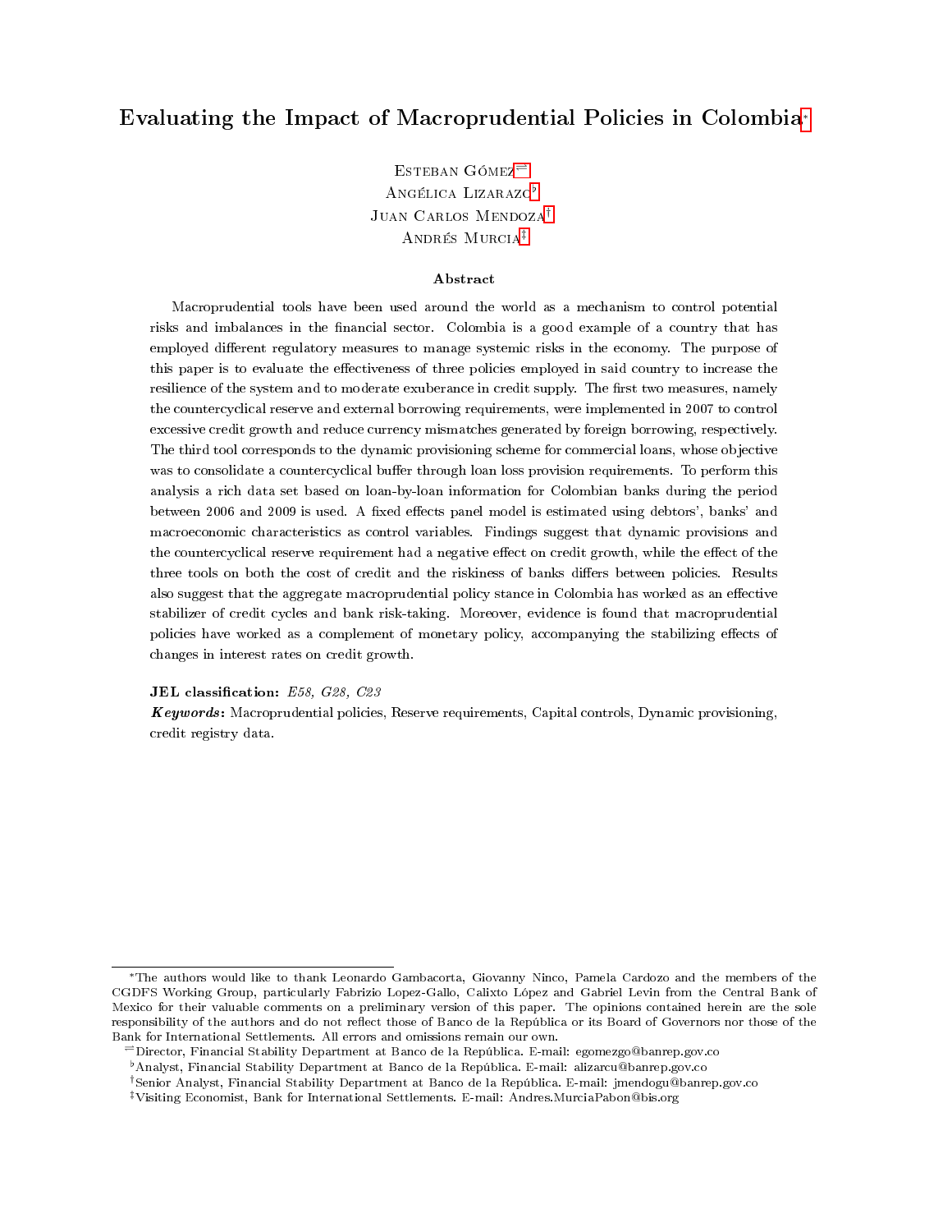# Evaluating the Impact of Macroprudential Policies in Colombia[*]

Esteban Gómez[⇌]
Angélica Lizarazo[♭]
Juan Carlos Mendoza[†]
Andrés Murcia[‡]

### Abstract

Macroprudential tools have been used around the world as a mechanism to control potential risks and imbalances in the financial sector. Colombia is a good example of a country that has employed different regulatory measures to manage systemic risks in the economy. The purpose of this paper is to evaluate the effectiveness of three policies employed in said country to increase the resilience of the system and to moderate exuberance in credit supply. The first two measures, namely the countercyclical reserve and external borrowing requirements, were implemented in 2007 to control excessive credit growth and reduce currency mismatches generated by foreign borrowing, respectively. The third tool corresponds to the dynamic provisioning scheme for commercial loans, whose objective was to consolidate a countercyclical buffer through loan loss provision requirements. To perform this analysis a rich data set based on loan-by-loan information for Colombian banks during the period between 2006 and 2009 is used. A fixed effects panel model is estimated using debtors', banks' and macroeconomic characteristics as control variables. Findings suggest that dynamic provisions and the countercyclical reserve requirement had a negative effect on credit growth, while the effect of the three tools on both the cost of credit and the riskiness of banks differs between policies. Results also suggest that the aggregate macroprudential policy stance in Colombia has worked as an effective stabilizer of credit cycles and bank risk-taking. Moreover, evidence is found that macroprudential policies have worked as a complement of monetary policy, accompanying the stabilizing effects of changes in interest rates on credit growth.

**JEL classification:** *E58, G28, C23*

***Keywords*:** Macroprudential policies, Reserve requirements, Capital controls, Dynamic provisioning, credit registry data.

---

[*] The authors would like to thank Leonardo Gambacorta, Giovanny Ninco, Pamela Cardozo and the members of the CGDFS Working Group, particularly Fabrizio Lopez-Gallo, Calixto López and Gabriel Levin from the Central Bank of Mexico for their valuable comments on a preliminary version of this paper. The opinions contained herein are the sole responsibility of the authors and do not reflect those of Banco de la República or its Board of Governors nor those of the Bank for International Settlements. All errors and omissions remain our own.

[⇌] Director, Financial Stability Department at Banco de la República. E-mail: egomezgo@banrep.gov.co

[♭] Analyst, Financial Stability Department at Banco de la República. E-mail: alizarcu@banrep.gov.co

[†] Senior Analyst, Financial Stability Department at Banco de la República. E-mail: jmendogu@banrep.gov.co

[‡] Visiting Economist, Bank for International Settlements. E-mail: Andres.MurciaPabon@bis.org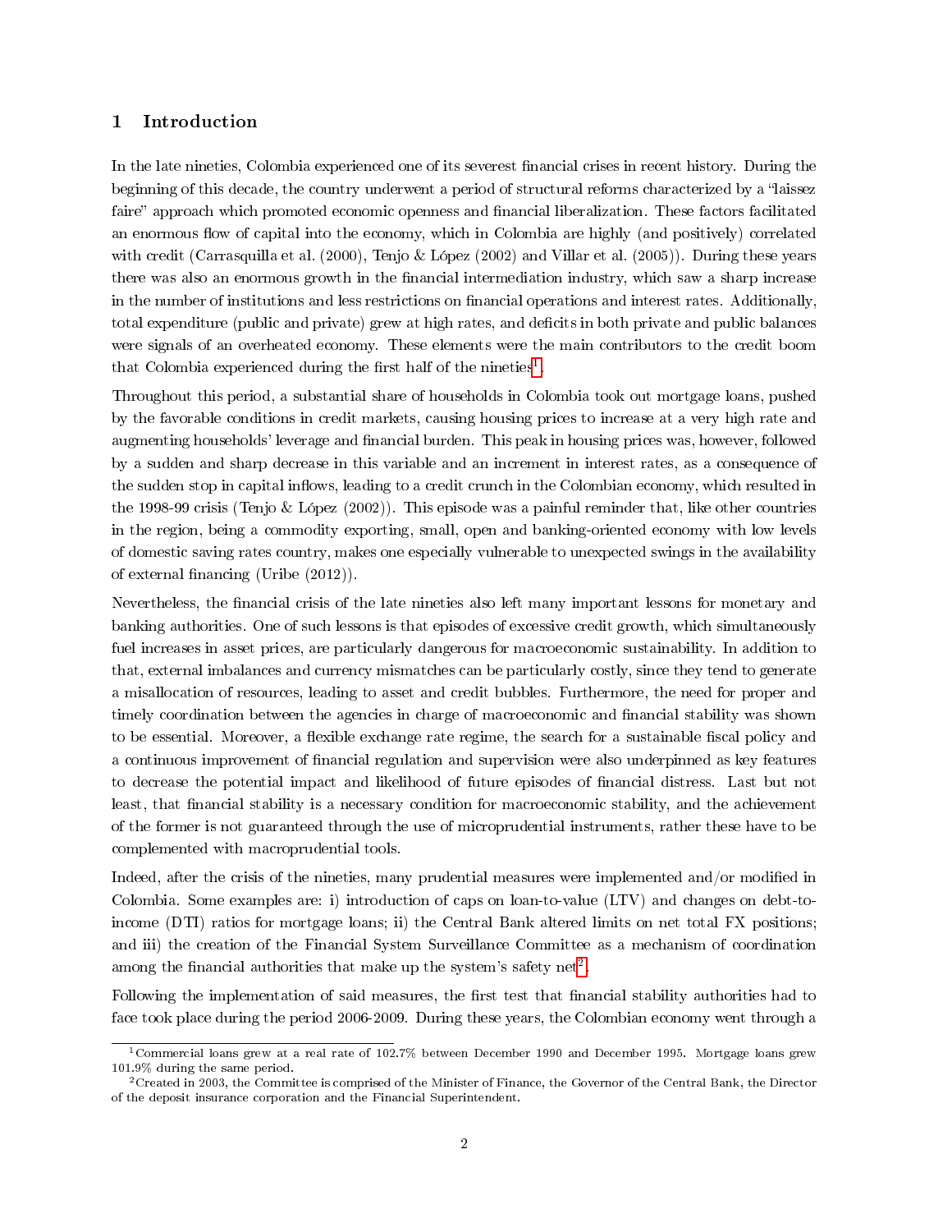# 1 Introduction

In the late nineties, Colombia experienced one of its severest financial crises in recent history. During the beginning of this decade, the country underwent a period of structural reforms characterized by a "laissez faire" approach which promoted economic openness and financial liberalization. These factors facilitated an enormous flow of capital into the economy, which in Colombia are highly (and positively) correlated with credit (Carrasquilla et al. (2000), Tenjo & López (2002) and Villar et al. (2005)). During these years there was also an enormous growth in the financial intermediation industry, which saw a sharp increase in the number of institutions and less restrictions on financial operations and interest rates. Additionally, total expenditure (public and private) grew at high rates, and deficits in both private and public balances were signals of an overheated economy. These elements were the main contributors to the credit boom that Colombia experienced during the first half of the nineties[1].

Throughout this period, a substantial share of households in Colombia took out mortgage loans, pushed by the favorable conditions in credit markets, causing housing prices to increase at a very high rate and augmenting households' leverage and financial burden. This peak in housing prices was, however, followed by a sudden and sharp decrease in this variable and an increment in interest rates, as a consequence of the sudden stop in capital inflows, leading to a credit crunch in the Colombian economy, which resulted in the 1998-99 crisis (Tenjo & López (2002)). This episode was a painful reminder that, like other countries in the region, being a commodity exporting, small, open and banking-oriented economy with low levels of domestic saving rates country, makes one especially vulnerable to unexpected swings in the availability of external financing (Uribe (2012)).

Nevertheless, the financial crisis of the late nineties also left many important lessons for monetary and banking authorities. One of such lessons is that episodes of excessive credit growth, which simultaneously fuel increases in asset prices, are particularly dangerous for macroeconomic sustainability. In addition to that, external imbalances and currency mismatches can be particularly costly, since they tend to generate a misallocation of resources, leading to asset and credit bubbles. Furthermore, the need for proper and timely coordination between the agencies in charge of macroeconomic and financial stability was shown to be essential. Moreover, a flexible exchange rate regime, the search for a sustainable fiscal policy and a continuous improvement of financial regulation and supervision were also underpinned as key features to decrease the potential impact and likelihood of future episodes of financial distress. Last but not least, that financial stability is a necessary condition for macroeconomic stability, and the achievement of the former is not guaranteed through the use of microprudential instruments, rather these have to be complemented with macroprudential tools.

Indeed, after the crisis of the nineties, many prudential measures were implemented and/or modified in Colombia. Some examples are: i) introduction of caps on loan-to-value (LTV) and changes on debt-to-income (DTI) ratios for mortgage loans; ii) the Central Bank altered limits on net total FX positions; and iii) the creation of the Financial System Surveillance Committee as a mechanism of coordination among the financial authorities that make up the system's safety net[2].

Following the implementation of said measures, the first test that financial stability authorities had to face took place during the period 2006-2009. During these years, the Colombian economy went through a

[1] Commercial loans grew at a real rate of 102.7% between December 1990 and December 1995. Mortgage loans grew 101.9% during the same period.

[2] Created in 2003, the Committee is comprised of the Minister of Finance, the Governor of the Central Bank, the Director of the deposit insurance corporation and the Financial Superintendent.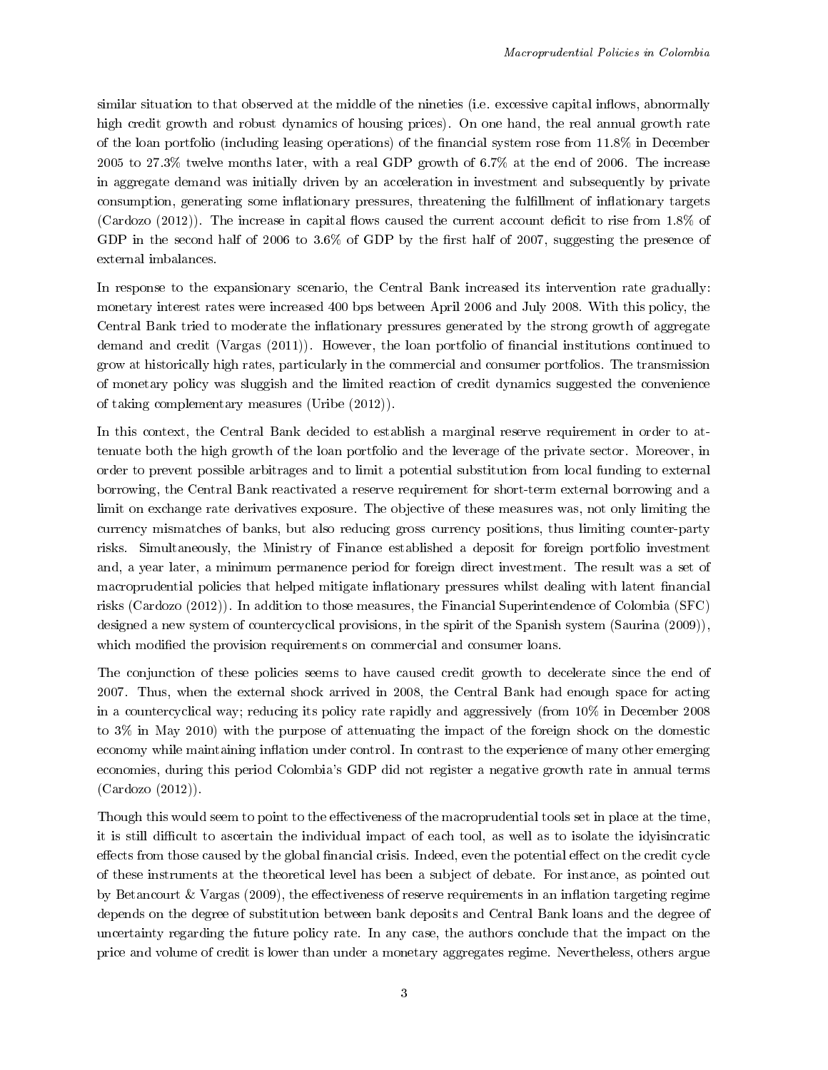similar situation to that observed at the middle of the nineties (i.e. excessive capital inflows, abnormally high credit growth and robust dynamics of housing prices). On one hand, the real annual growth rate of the loan portfolio (including leasing operations) of the financial system rose from 11.8% in December 2005 to 27.3% twelve months later, with a real GDP growth of 6.7% at the end of 2006. The increase in aggregate demand was initially driven by an acceleration in investment and subsequently by private consumption, generating some inflationary pressures, threatening the fulfillment of inflationary targets (Cardozo (2012)). The increase in capital flows caused the current account deficit to rise from 1.8% of GDP in the second half of 2006 to 3.6% of GDP by the first half of 2007, suggesting the presence of external imbalances.

In response to the expansionary scenario, the Central Bank increased its intervention rate gradually: monetary interest rates were increased 400 bps between April 2006 and July 2008. With this policy, the Central Bank tried to moderate the inflationary pressures generated by the strong growth of aggregate demand and credit (Vargas (2011)). However, the loan portfolio of financial institutions continued to grow at historically high rates, particularly in the commercial and consumer portfolios. The transmission of monetary policy was sluggish and the limited reaction of credit dynamics suggested the convenience of taking complementary measures (Uribe (2012)).

In this context, the Central Bank decided to establish a marginal reserve requirement in order to attenuate both the high growth of the loan portfolio and the leverage of the private sector. Moreover, in order to prevent possible arbitrages and to limit a potential substitution from local funding to external borrowing, the Central Bank reactivated a reserve requirement for short-term external borrowing and a limit on exchange rate derivatives exposure. The objective of these measures was, not only limiting the currency mismatches of banks, but also reducing gross currency positions, thus limiting counter-party risks. Simultaneously, the Ministry of Finance established a deposit for foreign portfolio investment and, a year later, a minimum permanence period for foreign direct investment. The result was a set of macroprudential policies that helped mitigate inflationary pressures whilst dealing with latent financial risks (Cardozo (2012)). In addition to those measures, the Financial Superintendence of Colombia (SFC) designed a new system of countercyclical provisions, in the spirit of the Spanish system (Saurina (2009)), which modified the provision requirements on commercial and consumer loans.

The conjunction of these policies seems to have caused credit growth to decelerate since the end of 2007. Thus, when the external shock arrived in 2008, the Central Bank had enough space for acting in a countercyclical way; reducing its policy rate rapidly and aggressively (from 10% in December 2008 to 3% in May 2010) with the purpose of attenuating the impact of the foreign shock on the domestic economy while maintaining inflation under control. In contrast to the experience of many other emerging economies, during this period Colombia's GDP did not register a negative growth rate in annual terms (Cardozo (2012)).

Though this would seem to point to the effectiveness of the macroprudential tools set in place at the time, it is still difficult to ascertain the individual impact of each tool, as well as to isolate the idyisincratic effects from those caused by the global financial crisis. Indeed, even the potential effect on the credit cycle of these instruments at the theoretical level has been a subject of debate. For instance, as pointed out by Betancourt & Vargas (2009), the effectiveness of reserve requirements in an inflation targeting regime depends on the degree of substitution between bank deposits and Central Bank loans and the degree of uncertainty regarding the future policy rate. In any case, the authors conclude that the impact on the price and volume of credit is lower than under a monetary aggregates regime. Nevertheless, others argue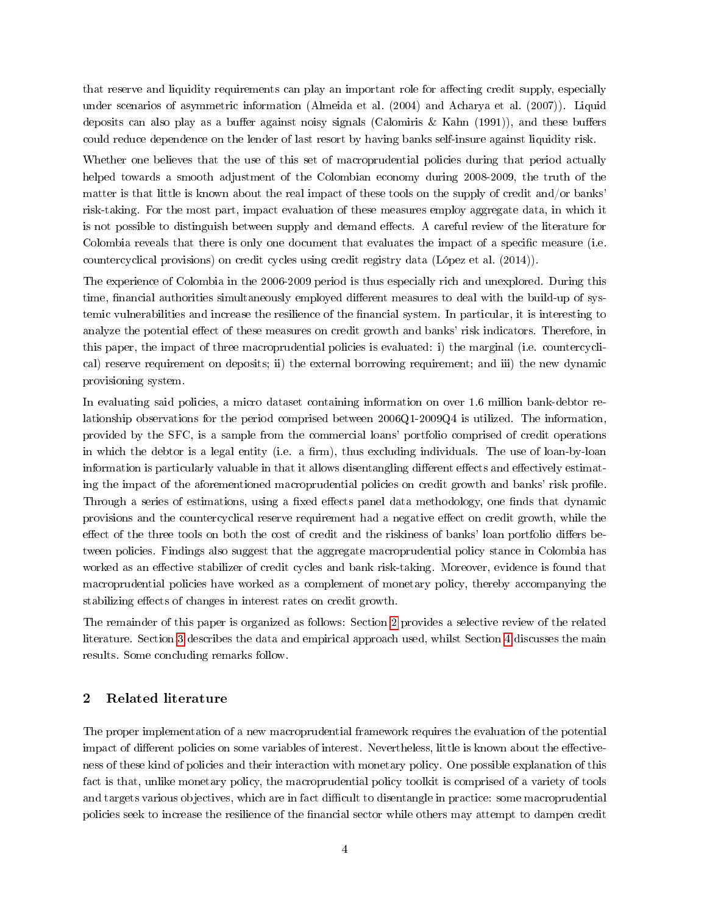that reserve and liquidity requirements can play an important role for affecting credit supply, especially under scenarios of asymmetric information (Almeida et al. (2004) and Acharya et al. (2007)). Liquid deposits can also play as a buffer against noisy signals (Calomiris & Kahn (1991)), and these buffers could reduce dependence on the lender of last resort by having banks self-insure against liquidity risk.

Whether one believes that the use of this set of macroprudential policies during that period actually helped towards a smooth adjustment of the Colombian economy during 2008-2009, the truth of the matter is that little is known about the real impact of these tools on the supply of credit and/or banks' risk-taking. For the most part, impact evaluation of these measures employ aggregate data, in which it is not possible to distinguish between supply and demand effects. A careful review of the literature for Colombia reveals that there is only one document that evaluates the impact of a specific measure (i.e. countercyclical provisions) on credit cycles using credit registry data (López et al. (2014)).

The experience of Colombia in the 2006-2009 period is thus especially rich and unexplored. During this time, financial authorities simultaneously employed different measures to deal with the build-up of systemic vulnerabilities and increase the resilience of the financial system. In particular, it is interesting to analyze the potential effect of these measures on credit growth and banks' risk indicators. Therefore, in this paper, the impact of three macroprudential policies is evaluated: i) the marginal (i.e. countercyclical) reserve requirement on deposits; ii) the external borrowing requirement; and iii) the new dynamic provisioning system.

In evaluating said policies, a micro dataset containing information on over 1.6 million bank-debtor relationship observations for the period comprised between 2006Q1-2009Q4 is utilized. The information, provided by the SFC, is a sample from the commercial loans' portfolio comprised of credit operations in which the debtor is a legal entity (i.e. a firm), thus excluding individuals. The use of loan-by-loan information is particularly valuable in that it allows disentangling different effects and effectively estimating the impact of the aforementioned macroprudential policies on credit growth and banks' risk profile. Through a series of estimations, using a fixed effects panel data methodology, one finds that dynamic provisions and the countercyclical reserve requirement had a negative effect on credit growth, while the effect of the three tools on both the cost of credit and the riskiness of banks' loan portfolio differs between policies. Findings also suggest that the aggregate macroprudential policy stance in Colombia has worked as an effective stabilizer of credit cycles and bank risk-taking. Moreover, evidence is found that macroprudential policies have worked as a complement of monetary policy, thereby accompanying the stabilizing effects of changes in interest rates on credit growth.

The remainder of this paper is organized as follows: Section 2 provides a selective review of the related literature. Section 3 describes the data and empirical approach used, whilst Section 4 discusses the main results. Some concluding remarks follow.

## 2 Related literature

The proper implementation of a new macroprudential framework requires the evaluation of the potential impact of different policies on some variables of interest. Nevertheless, little is known about the effectiveness of these kind of policies and their interaction with monetary policy. One possible explanation of this fact is that, unlike monetary policy, the macroprudential policy toolkit is comprised of a variety of tools and targets various objectives, which are in fact difficult to disentangle in practice: some macroprudential policies seek to increase the resilience of the financial sector while others may attempt to dampen credit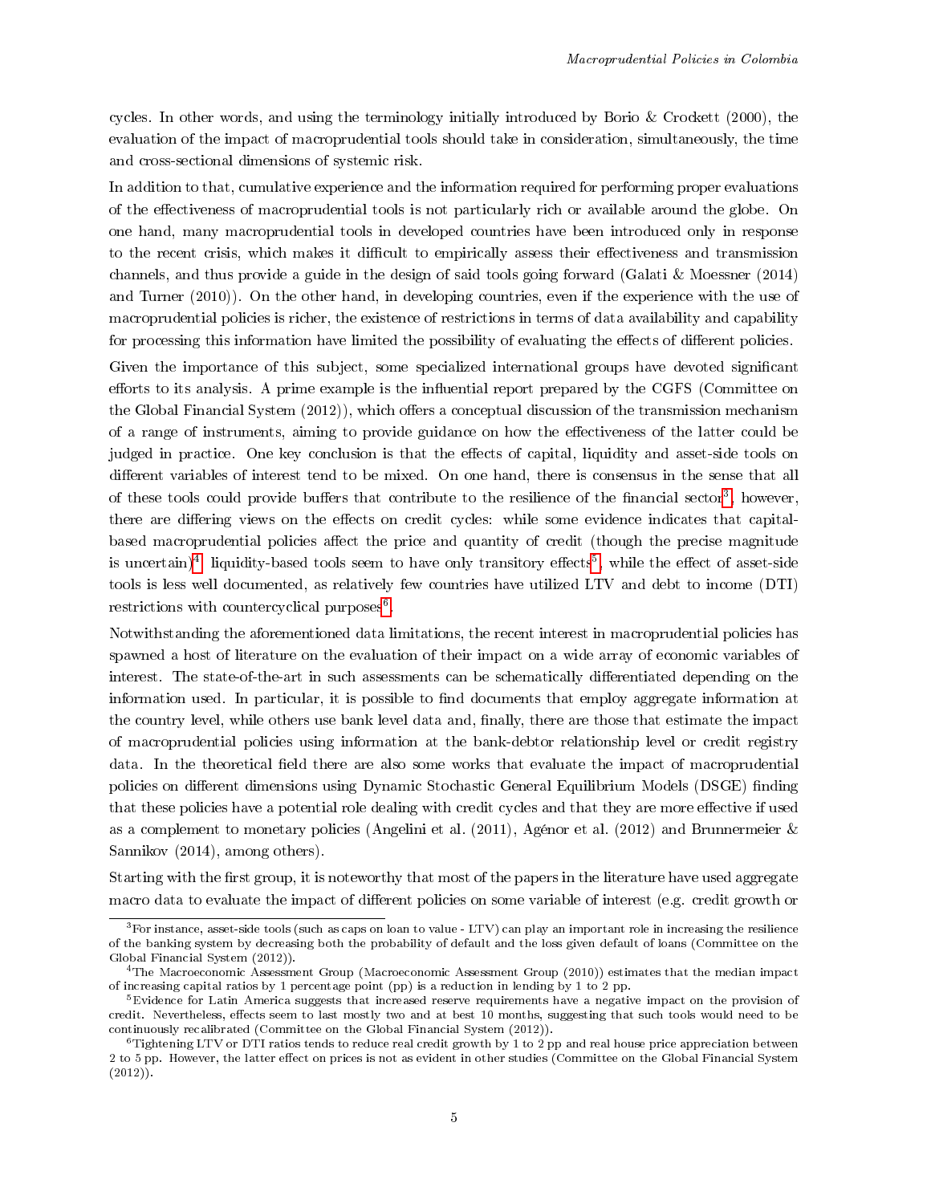cycles. In other words, and using the terminology initially introduced by Borio & Crockett (2000), the evaluation of the impact of macroprudential tools should take in consideration, simultaneously, the time and cross-sectional dimensions of systemic risk.

In addition to that, cumulative experience and the information required for performing proper evaluations of the effectiveness of macroprudential tools is not particularly rich or available around the globe. On one hand, many macroprudential tools in developed countries have been introduced only in response to the recent crisis, which makes it difficult to empirically assess their effectiveness and transmission channels, and thus provide a guide in the design of said tools going forward (Galati & Moessner (2014) and Turner (2010)). On the other hand, in developing countries, even if the experience with the use of macroprudential policies is richer, the existence of restrictions in terms of data availability and capability for processing this information have limited the possibility of evaluating the effects of different policies.

Given the importance of this subject, some specialized international groups have devoted significant efforts to its analysis. A prime example is the influential report prepared by the CGFS (Committee on the Global Financial System (2012)), which offers a conceptual discussion of the transmission mechanism of a range of instruments, aiming to provide guidance on how the effectiveness of the latter could be judged in practice. One key conclusion is that the effects of capital, liquidity and asset-side tools on different variables of interest tend to be mixed. On one hand, there is consensus in the sense that all of these tools could provide buffers that contribute to the resilience of the financial sector[3], however, there are differing views on the effects on credit cycles: while some evidence indicates that capital-based macroprudential policies affect the price and quantity of credit (though the precise magnitude is uncertain)[4], liquidity-based tools seem to have only transitory effects[5], while the effect of asset-side tools is less well documented, as relatively few countries have utilized LTV and debt to income (DTI) restrictions with countercyclical purposes[6].

Notwithstanding the aforementioned data limitations, the recent interest in macroprudential policies has spawned a host of literature on the evaluation of their impact on a wide array of economic variables of interest. The state-of-the-art in such assessments can be schematically differentiated depending on the information used. In particular, it is possible to find documents that employ aggregate information at the country level, while others use bank level data and, finally, there are those that estimate the impact of macroprudential policies using information at the bank-debtor relationship level or credit registry data. In the theoretical field there are also some works that evaluate the impact of macroprudential policies on different dimensions using Dynamic Stochastic General Equilibrium Models (DSGE) finding that these policies have a potential role dealing with credit cycles and that they are more effective if used as a complement to monetary policies (Angelini et al. (2011), Agénor et al. (2012) and Brunnermeier & Sannikov (2014), among others).

Starting with the first group, it is noteworthy that most of the papers in the literature have used aggregate macro data to evaluate the impact of different policies on some variable of interest (e.g. credit growth or

---

[3] For instance, asset-side tools (such as caps on loan to value - LTV) can play an important role in increasing the resilience of the banking system by decreasing both the probability of default and the loss given default of loans (Committee on the Global Financial System (2012)).

[4] The Macroeconomic Assessment Group (Macroeconomic Assessment Group (2010)) estimates that the median impact of increasing capital ratios by 1 percentage point (pp) is a reduction in lending by 1 to 2 pp.

[5] Evidence for Latin America suggests that increased reserve requirements have a negative impact on the provision of credit. Nevertheless, effects seem to last mostly two and at best 10 months, suggesting that such tools would need to be continuously recalibrated (Committee on the Global Financial System (2012)).

[6] Tightening LTV or DTI ratios tends to reduce real credit growth by 1 to 2 pp and real house price appreciation between 2 to 5 pp. However, the latter effect on prices is not as evident in other studies (Committee on the Global Financial System (2012)).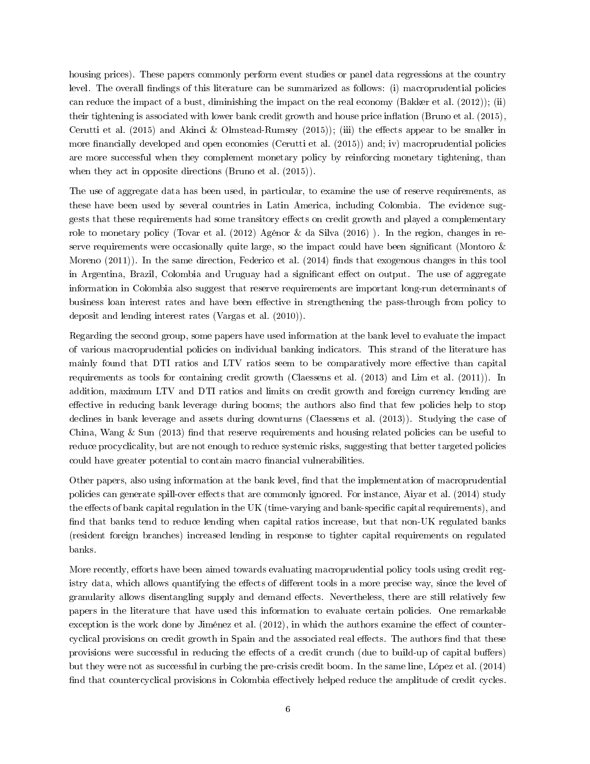housing prices). These papers commonly perform event studies or panel data regressions at the country level. The overall findings of this literature can be summarized as follows: (i) macroprudential policies can reduce the impact of a bust, diminishing the impact on the real economy (Bakker et al. (2012)); (ii) their tightening is associated with lower bank credit growth and house price inflation (Bruno et al. (2015), Cerutti et al. (2015) and Akinci & Olmstead-Rumsey (2015)); (iii) the effects appear to be smaller in more financially developed and open economies (Cerutti et al. (2015)) and; iv) macroprudential policies are more successful when they complement monetary policy by reinforcing monetary tightening, than when they act in opposite directions (Bruno et al. (2015)).

The use of aggregate data has been used, in particular, to examine the use of reserve requirements, as these have been used by several countries in Latin America, including Colombia. The evidence suggests that these requirements had some transitory effects on credit growth and played a complementary role to monetary policy (Tovar et al. (2012) Agénor & da Silva (2016) ). In the region, changes in reserve requirements were occasionally quite large, so the impact could have been significant (Montoro & Moreno (2011)). In the same direction, Federico et al. (2014) finds that exogenous changes in this tool in Argentina, Brazil, Colombia and Uruguay had a significant effect on output. The use of aggregate information in Colombia also suggest that reserve requirements are important long-run determinants of business loan interest rates and have been effective in strengthening the pass-through from policy to deposit and lending interest rates (Vargas et al. (2010)).

Regarding the second group, some papers have used information at the bank level to evaluate the impact of various macroprudential policies on individual banking indicators. This strand of the literature has mainly found that DTI ratios and LTV ratios seem to be comparatively more effective than capital requirements as tools for containing credit growth (Claessens et al. (2013) and Lim et al. (2011)). In addition, maximum LTV and DTI ratios and limits on credit growth and foreign currency lending are effective in reducing bank leverage during booms; the authors also find that few policies help to stop declines in bank leverage and assets during downturns (Claessens et al. (2013)). Studying the case of China, Wang & Sun (2013) find that reserve requirements and housing related policies can be useful to reduce procyclicality, but are not enough to reduce systemic risks, suggesting that better targeted policies could have greater potential to contain macro financial vulnerabilities.

Other papers, also using information at the bank level, find that the implementation of macroprudential policies can generate spill-over effects that are commonly ignored. For instance, Aiyar et al. (2014) study the effects of bank capital regulation in the UK (time-varying and bank-specific capital requirements), and find that banks tend to reduce lending when capital ratios increase, but that non-UK regulated banks (resident foreign branches) increased lending in response to tighter capital requirements on regulated banks.

More recently, efforts have been aimed towards evaluating macroprudential policy tools using credit registry data, which allows quantifying the effects of different tools in a more precise way, since the level of granularity allows disentangling supply and demand effects. Nevertheless, there are still relatively few papers in the literature that have used this information to evaluate certain policies. One remarkable exception is the work done by Jiménez et al. (2012), in which the authors examine the effect of countercyclical provisions on credit growth in Spain and the associated real effects. The authors find that these provisions were successful in reducing the effects of a credit crunch (due to build-up of capital buffers) but they were not as successful in curbing the pre-crisis credit boom. In the same line, López et al. (2014) find that countercyclical provisions in Colombia effectively helped reduce the amplitude of credit cycles.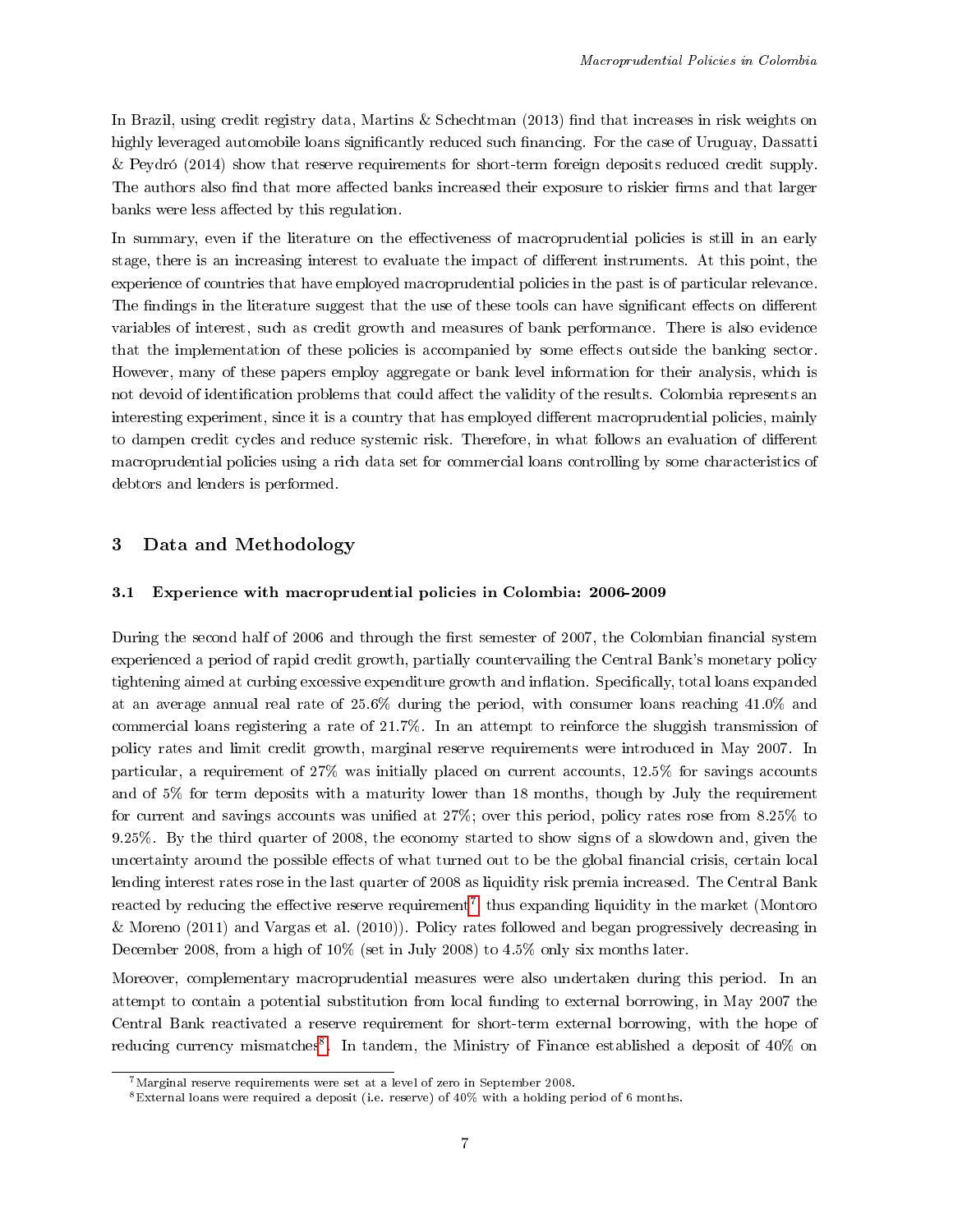In Brazil, using credit registry data, Martins & Schechtman (2013) find that increases in risk weights on highly leveraged automobile loans significantly reduced such financing. For the case of Uruguay, Dassatti & Peydró (2014) show that reserve requirements for short-term foreign deposits reduced credit supply. The authors also find that more affected banks increased their exposure to riskier firms and that larger banks were less affected by this regulation.

In summary, even if the literature on the effectiveness of macroprudential policies is still in an early stage, there is an increasing interest to evaluate the impact of different instruments. At this point, the experience of countries that have employed macroprudential policies in the past is of particular relevance. The findings in the literature suggest that the use of these tools can have significant effects on different variables of interest, such as credit growth and measures of bank performance. There is also evidence that the implementation of these policies is accompanied by some effects outside the banking sector. However, many of these papers employ aggregate or bank level information for their analysis, which is not devoid of identification problems that could affect the validity of the results. Colombia represents an interesting experiment, since it is a country that has employed different macroprudential policies, mainly to dampen credit cycles and reduce systemic risk. Therefore, in what follows an evaluation of different macroprudential policies using a rich data set for commercial loans controlling by some characteristics of debtors and lenders is performed.

## 3 Data and Methodology

### 3.1 Experience with macroprudential policies in Colombia: 2006-2009

During the second half of 2006 and through the first semester of 2007, the Colombian financial system experienced a period of rapid credit growth, partially countervailing the Central Bank's monetary policy tightening aimed at curbing excessive expenditure growth and inflation. Specifically, total loans expanded at an average annual real rate of 25.6% during the period, with consumer loans reaching 41.0% and commercial loans registering a rate of 21.7%. In an attempt to reinforce the sluggish transmission of policy rates and limit credit growth, marginal reserve requirements were introduced in May 2007. In particular, a requirement of 27% was initially placed on current accounts, 12.5% for savings accounts and of 5% for term deposits with a maturity lower than 18 months, though by July the requirement for current and savings accounts was unified at 27%; over this period, policy rates rose from 8.25% to 9.25%. By the third quarter of 2008, the economy started to show signs of a slowdown and, given the uncertainty around the possible effects of what turned out to be the global financial crisis, certain local lending interest rates rose in the last quarter of 2008 as liquidity risk premia increased. The Central Bank reacted by reducing the effective reserve requirement[7] thus expanding liquidity in the market (Montoro & Moreno (2011) and Vargas et al. (2010)). Policy rates followed and began progressively decreasing in December 2008, from a high of 10% (set in July 2008) to 4.5% only six months later.

Moreover, complementary macroprudential measures were also undertaken during this period. In an attempt to contain a potential substitution from local funding to external borrowing, in May 2007 the Central Bank reactivated a reserve requirement for short-term external borrowing, with the hope of reducing currency mismatches[8]. In tandem, the Ministry of Finance established a deposit of 40% on

[7] Marginal reserve requirements were set at a level of zero in September 2008.

[8] External loans were required a deposit (i.e. reserve) of 40% with a holding period of 6 months.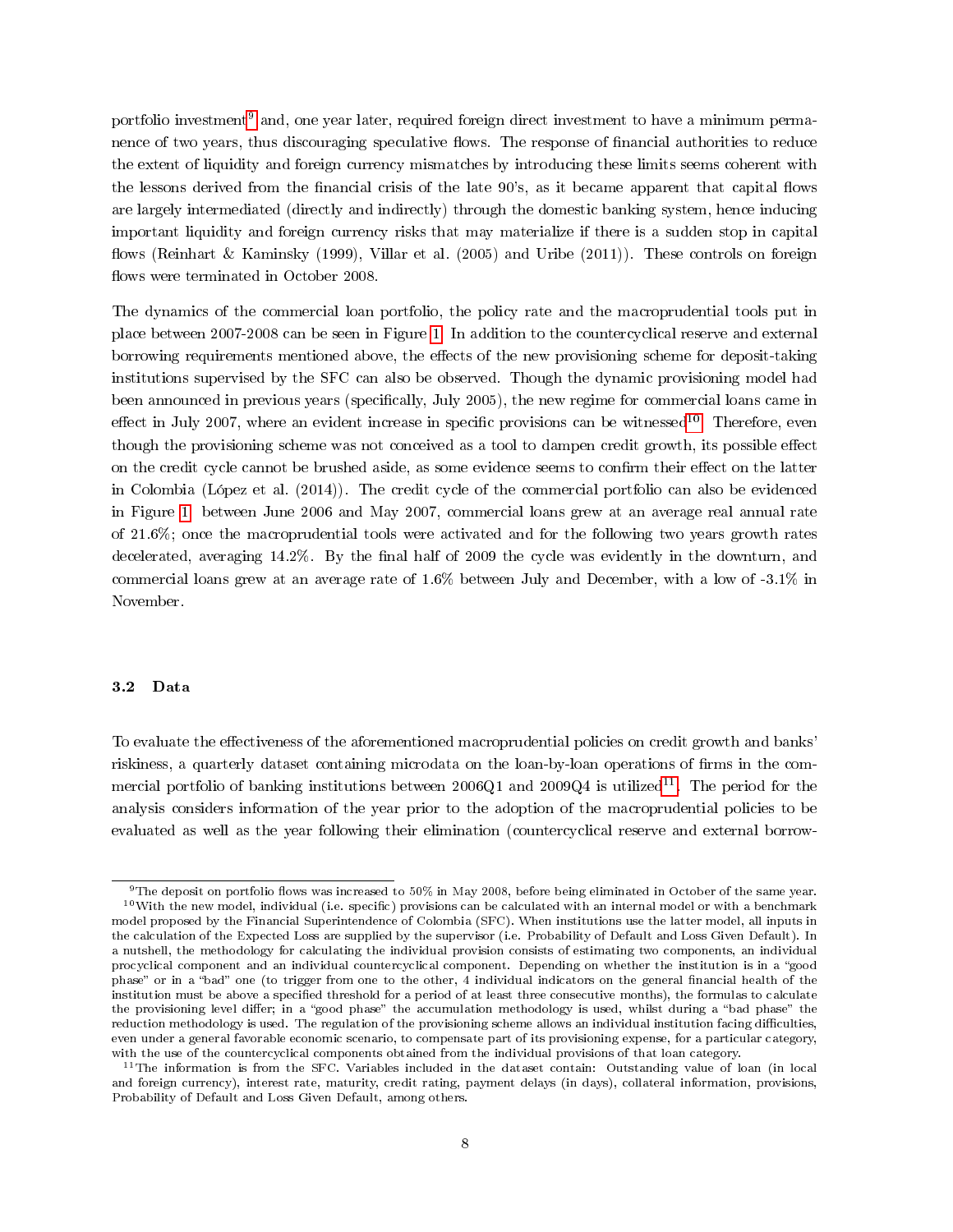portfolio investment[9] and, one year later, required foreign direct investment to have a minimum permanence of two years, thus discouraging speculative flows. The response of financial authorities to reduce the extent of liquidity and foreign currency mismatches by introducing these limits seems coherent with the lessons derived from the financial crisis of the late 90's, as it became apparent that capital flows are largely intermediated (directly and indirectly) through the domestic banking system, hence inducing important liquidity and foreign currency risks that may materialize if there is a sudden stop in capital flows (Reinhart & Kaminsky (1999), Villar et al. (2005) and Uribe (2011)). These controls on foreign flows were terminated in October 2008.

The dynamics of the commercial loan portfolio, the policy rate and the macroprudential tools put in place between 2007-2008 can be seen in Figure 1. In addition to the countercyclical reserve and external borrowing requirements mentioned above, the effects of the new provisioning scheme for deposit-taking institutions supervised by the SFC can also be observed. Though the dynamic provisioning model had been announced in previous years (specifically, July 2005), the new regime for commercial loans came in effect in July 2007, where an evident increase in specific provisions can be witnessed[10]. Therefore, even though the provisioning scheme was not conceived as a tool to dampen credit growth, its possible effect on the credit cycle cannot be brushed aside, as some evidence seems to confirm their effect on the latter in Colombia (López et al. (2014)). The credit cycle of the commercial portfolio can also be evidenced in Figure 1: between June 2006 and May 2007, commercial loans grew at an average real annual rate of 21.6%; once the macroprudential tools were activated and for the following two years growth rates decelerated, averaging 14.2%. By the final half of 2009 the cycle was evidently in the downturn, and commercial loans grew at an average rate of 1.6% between July and December, with a low of -3.1% in November.

### 3.2 Data

To evaluate the effectiveness of the aforementioned macroprudential policies on credit growth and banks' riskiness, a quarterly dataset containing microdata on the loan-by-loan operations of firms in the commercial portfolio of banking institutions between 2006Q1 and 2009Q4 is utilized[11]. The period for the analysis considers information of the year prior to the adoption of the macroprudential policies to be evaluated as well as the year following their elimination (countercyclical reserve and external borrow-

---

[9] The deposit on portfolio flows was increased to 50% in May 2008, before being eliminated in October of the same year.

[10] With the new model, individual (i.e. specific) provisions can be calculated with an internal model or with a benchmark model proposed by the Financial Superintendence of Colombia (SFC). When institutions use the latter model, all inputs in the calculation of the Expected Loss are supplied by the supervisor (i.e. Probability of Default and Loss Given Default). In a nutshell, the methodology for calculating the individual provision consists of estimating two components, an individual procyclical component and an individual countercyclical component. Depending on whether the institution is in a "good phase" or in a "bad" one (to trigger from one to the other, 4 individual indicators on the general financial health of the institution must be above a specified threshold for a period of at least three consecutive months), the formulas to calculate the provisioning level differ; in a "good phase" the accumulation methodology is used, whilst during a "bad phase" the reduction methodology is used. The regulation of the provisioning scheme allows an individual institution facing difficulties, even under a general favorable economic scenario, to compensate part of its provisioning expense, for a particular category, with the use of the countercyclical components obtained from the individual provisions of that loan category.

[11] The information is from the SFC. Variables included in the dataset contain: Outstanding value of loan (in local and foreign currency), interest rate, maturity, credit rating, payment delays (in days), collateral information, provisions, Probability of Default and Loss Given Default, among others.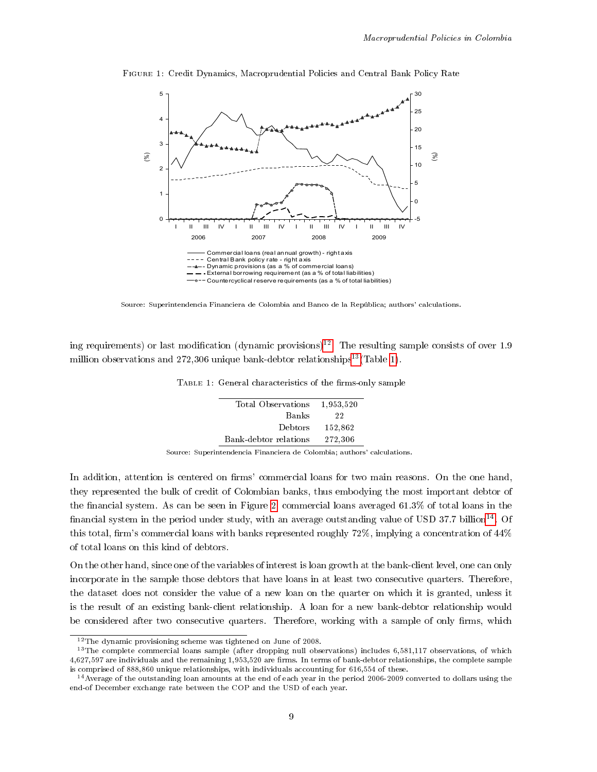FIGURE 1: Credit Dynamics, Macroprudential Policies and Central Bank Policy Rate

Source: Superintendencia Financiera de Colombia and Banco de la República; authors' calculations.

ing requirements) or last modification (dynamic provisions)[12]. The resulting sample consists of over 1.9 million observations and 272,306 unique bank-debtor relationships[13] (Table 1).

TABLE 1: General characteristics of the firms-only sample

| | |
|---|---|
| Total Observations | 1,953,520 |
| Banks | 22 |
| Debtors | 152,862 |
| Bank-debtor relations | 272,306 |

Source: Superintendencia Financiera de Colombia; authors' calculations.

In addition, attention is centered on firms' commercial loans for two main reasons. On the one hand, they represented the bulk of credit of Colombian banks, thus embodying the most important debtor of the financial system. As can be seen in Figure 2, commercial loans averaged 61.3% of total loans in the financial system in the period under study, with an average outstanding value of USD 37.7 billion[14]. Of this total, firm's commercial loans with banks represented roughly 72%, implying a concentration of 44% of total loans on this kind of debtors.

On the other hand, since one of the variables of interest is loan growth at the bank-client level, one can only incorporate in the sample those debtors that have loans in at least two consecutive quarters. Therefore, the dataset does not consider the value of a new loan on the quarter on which it is granted, unless it is the result of an existing bank-client relationship. A loan for a new bank-debtor relationship would be considered after two consecutive quarters. Therefore, working with a sample of only firms, which

[12] The dynamic provisioning scheme was tightened on June of 2008.

[13] The complete commercial loans sample (after dropping null observations) includes 6,581,117 observations, of which 4,627,597 are individuals and the remaining 1,953,520 are firms. In terms of bank-debtor relationships, the complete sample is comprised of 888,860 unique relationships, with individuals accounting for 616,554 of these.

[14] Average of the outstanding loan amounts at the end of each year in the period 2006-2009 converted to dollars using the end-of December exchange rate between the COP and the USD of each year.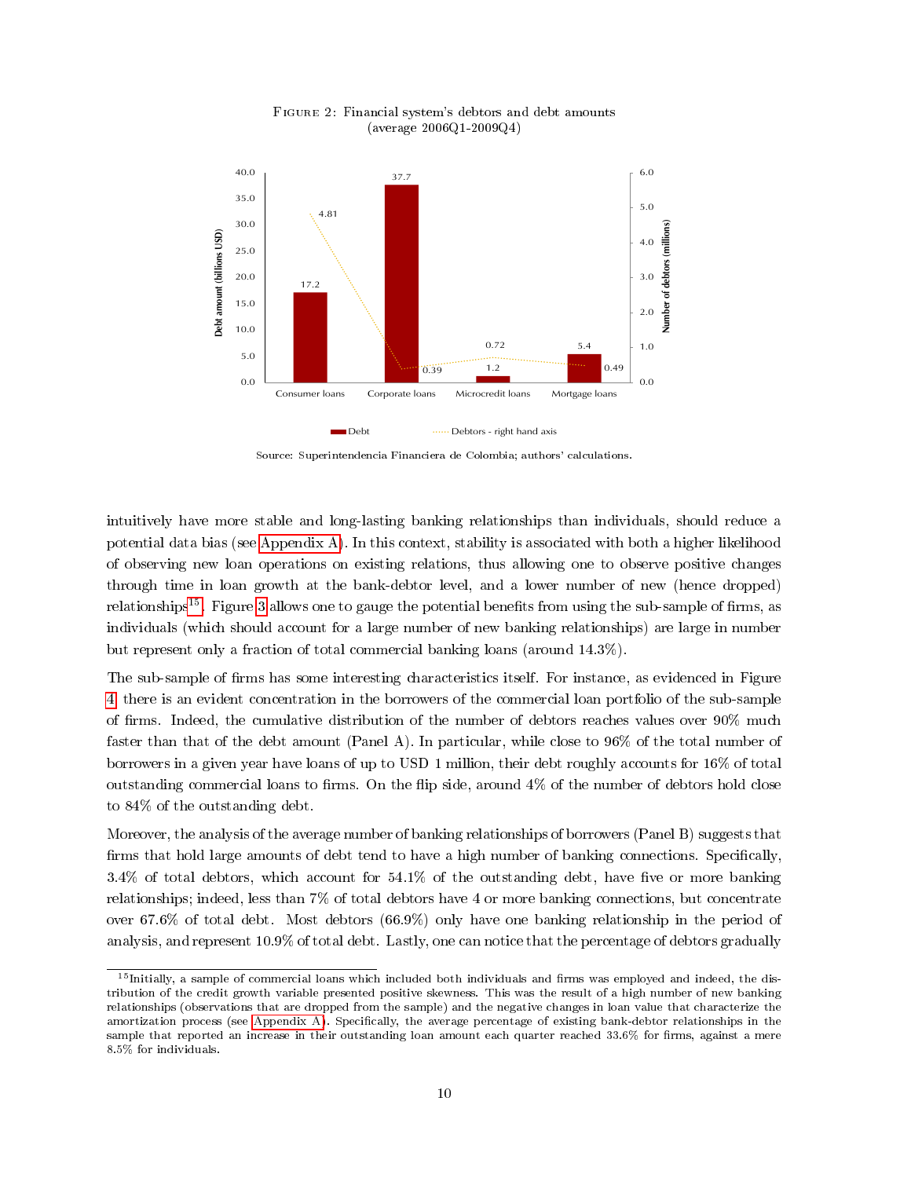Figure 2: Financial system's debtors and debt amounts
(average 2006Q1-2009Q4)

Source: Superintendencia Financiera de Colombia; authors' calculations.

intuitively have more stable and long-lasting banking relationships than individuals, should reduce a potential data bias (see Appendix A). In this context, stability is associated with both a higher likelihood of observing new loan operations on existing relations, thus allowing one to observe positive changes through time in loan growth at the bank-debtor level, and a lower number of new (hence dropped) relationships[15]. Figure 3 allows one to gauge the potential benefits from using the sub-sample of firms, as individuals (which should account for a large number of new banking relationships) are large in number but represent only a fraction of total commercial banking loans (around 14.3%).

The sub-sample of firms has some interesting characteristics itself. For instance, as evidenced in Figure 4, there is an evident concentration in the borrowers of the commercial loan portfolio of the sub-sample of firms. Indeed, the cumulative distribution of the number of debtors reaches values over 90% much faster than that of the debt amount (Panel A). In particular, while close to 96% of the total number of borrowers in a given year have loans of up to USD 1 million, their debt roughly accounts for 16% of total outstanding commercial loans to firms. On the flip side, around 4% of the number of debtors hold close to 84% of the outstanding debt.

Moreover, the analysis of the average number of banking relationships of borrowers (Panel B) suggests that firms that hold large amounts of debt tend to have a high number of banking connections. Specifically, 3.4% of total debtors, which account for 54.1% of the outstanding debt, have five or more banking relationships; indeed, less than 7% of total debtors have 4 or more banking connections, but concentrate over 67.6% of total debt. Most debtors (66.9%) only have one banking relationship in the period of analysis, and represent 10.9% of total debt. Lastly, one can notice that the percentage of debtors gradually

[15] Initially, a sample of commercial loans which included both individuals and firms was employed and indeed, the distribution of the credit growth variable presented positive skewness. This was the result of a high number of new banking relationships (observations that are dropped from the sample) and the negative changes in loan value that characterize the amortization process (see Appendix A). Specifically, the average percentage of existing bank-debtor relationships in the sample that reported an increase in their outstanding loan amount each quarter reached 33.6% for firms, against a mere 8.5% for individuals.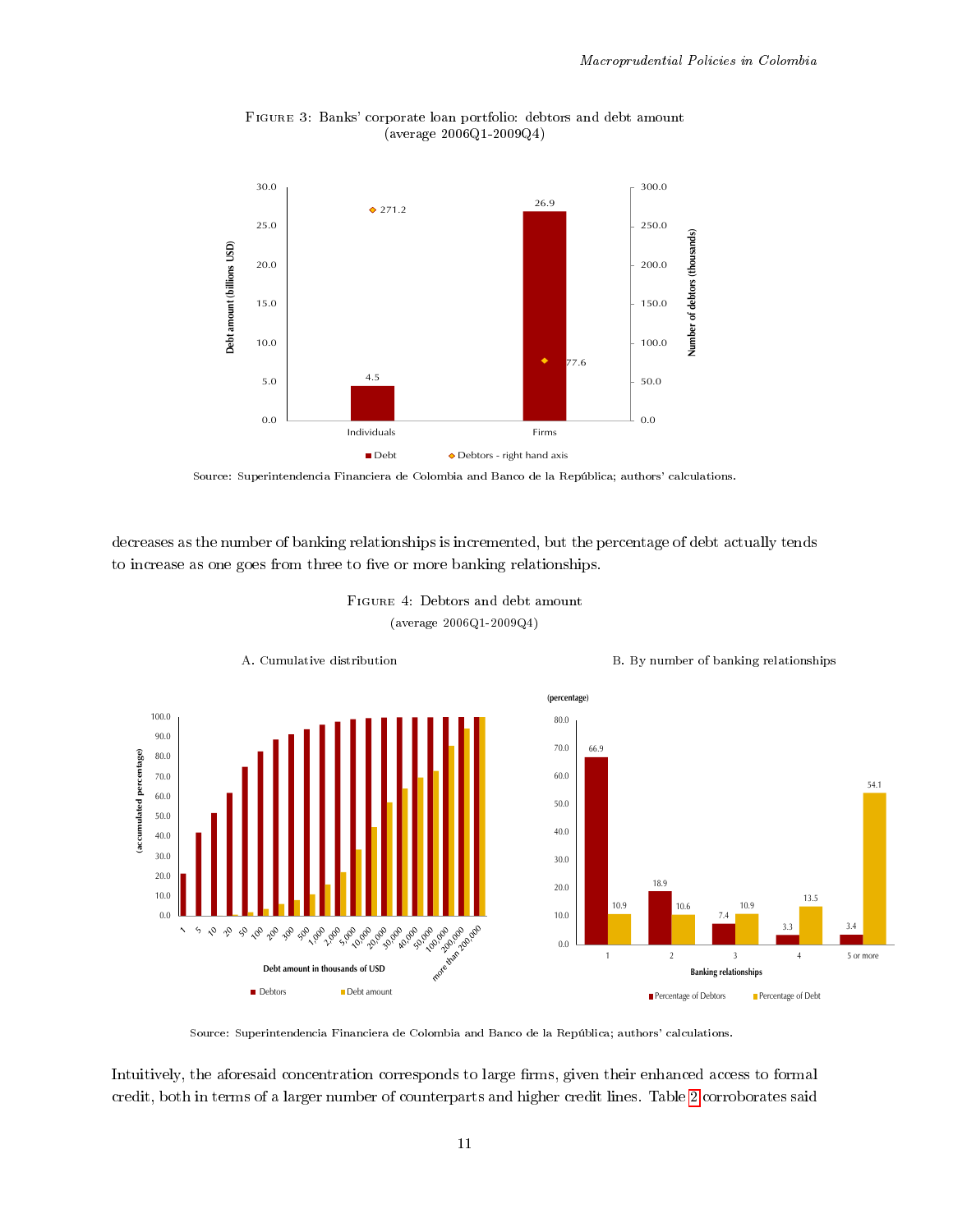Figure 3: Banks' corporate loan portfolio: debtors and debt amount (average 2006Q1-2009Q4)

Source: Superintendencia Financiera de Colombia and Banco de la República; authors' calculations.

decreases as the number of banking relationships is incremented, but the percentage of debt actually tends to increase as one goes from three to five or more banking relationships.

Figure 4: Debtors and debt amount (average 2006Q1-2009Q4)

A. Cumulative distribution

B. By number of banking relationships

Source: Superintendencia Financiera de Colombia and Banco de la República; authors' calculations.

Intuitively, the aforesaid concentration corresponds to large firms, given their enhanced access to formal credit, both in terms of a larger number of counterparts and higher credit lines. Table 2 corroborates said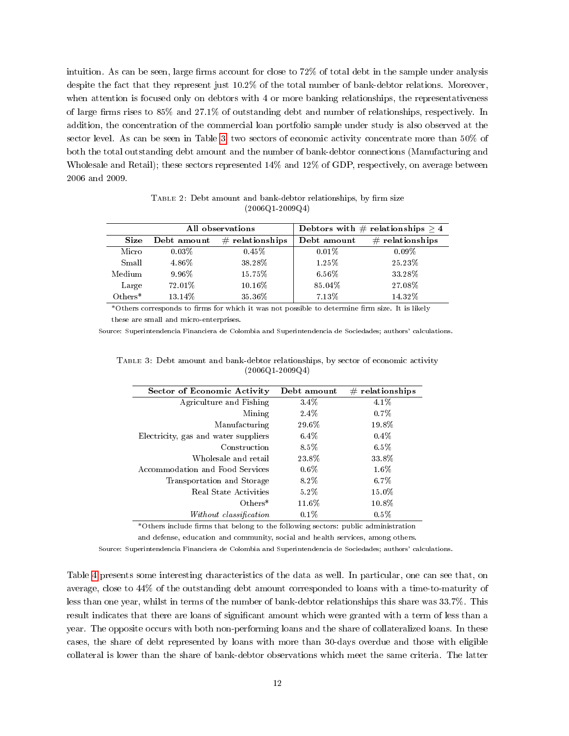intuition. As can be seen, large firms account for close to 72% of total debt in the sample under analysis despite the fact that they represent just 10.2% of the total number of bank-debtor relations. Moreover, when attention is focused only on debtors with 4 or more banking relationships, the representativeness of large firms rises to 85% and 27.1% of outstanding debt and number of relationships, respectively. In addition, the concentration of the commercial loan portfolio sample under study is also observed at the sector level. As can be seen in Table 3, two sectors of economic activity concentrate more than 50% of both the total outstanding debt amount and the number of bank-debtor connections (Manufacturing and Wholesale and Retail); these sectors represented 14% and 12% of GDP, respectively, on average between 2006 and 2009.

Table 2: Debt amount and bank-debtor relationships, by firm size (2006Q1-2009Q4)

| | All observations | | Debtors with # relationships $\geq 4$ | |
|---|---|---|---|---|
| **Size** | **Debt amount** | **# relationships** | **Debt amount** | **# relationships** |
| Micro | 0.03% | 0.45% | 0.01% | 0.09% |
| Small | 4.86% | 38.28% | 1.25% | 25.23% |
| Medium | 9.96% | 15.75% | 6.56% | 33.28% |
| Large | 72.01% | 10.16% | 85.04% | 27.08% |
| Others* | 13.14% | 35.36% | 7.13% | 14.32% |

*Others corresponds to firms for which it was not possible to determine firm size. It is likely these are small and micro-enterprises.

Source: Superintendencia Financiera de Colombia and Superintendencia de Sociedades; authors' calculations.

Table 3: Debt amount and bank-debtor relationships, by sector of economic activity (2006Q1-2009Q4)

| Sector of Economic Activity | Debt amount | # relationships |
|---|---|---|
| Agriculture and Fishing | 3.4% | 4.1% |
| Mining | 2.4% | 0.7% |
| Manufacturing | 29.6% | 19.8% |
| Electricity, gas and water suppliers | 6.4% | 0.4% |
| Construction | 8.5% | 6.5% |
| Wholesale and retail | 23.8% | 33.8% |
| Accommodation and Food Services | 0.6% | 1.6% |
| Transportation and Storage | 8.2% | 6.7% |
| Real State Activities | 5.2% | 15.0% |
| Others* | 11.6% | 10.8% |
| *Without classification* | 0.1% | 0.5% |

*Others include firms that belong to the following sectors: public administration and defense, education and community, social and health services, among others.

Source: Superintendencia Financiera de Colombia and Superintendencia de Sociedades; authors' calculations.

Table 4 presents some interesting characteristics of the data as well. In particular, one can see that, on average, close to 44% of the outstanding debt amount corresponded to loans with a time-to-maturity of less than one year, whilst in terms of the number of bank-debtor relationships this share was 33.7%. This result indicates that there are loans of significant amount which were granted with a term of less than a year. The opposite occurs with both non-performing loans and the share of collateralized loans. In these cases, the share of debt represented by loans with more than 30-days overdue and those with eligible collateral is lower than the share of bank-debtor observations which meet the same criteria. The latter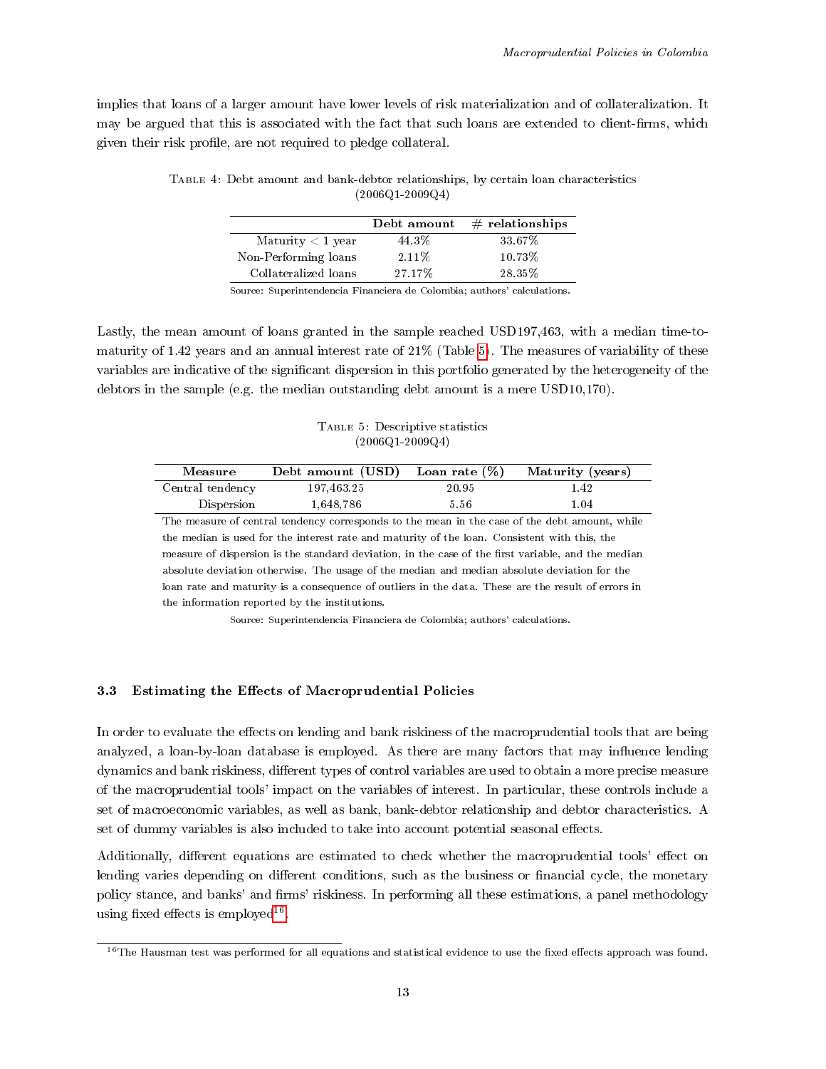implies that loans of a larger amount have lower levels of risk materialization and of collateralization. It may be argued that this is associated with the fact that such loans are extended to client-firms, which given their risk profile, are not required to pledge collateral.

Table 4: Debt amount and bank-debtor relationships, by certain loan characteristics (2006Q1-2009Q4)

| | **Debt amount** | **# relationships** |
|---|---|---|
| Maturity < 1 year | 44.3% | 33.67% |
| Non-Performing loans | 2.11% | 10.73% |
| Collateralized loans | 27.17% | 28.35% |

Source: Superintendencia Financiera de Colombia; authors' calculations.

Lastly, the mean amount of loans granted in the sample reached USD197,463, with a median time-to-maturity of 1.42 years and an annual interest rate of 21% (Table 5). The measures of variability of these variables are indicative of the significant dispersion in this portfolio generated by the heterogeneity of the debtors in the sample (e.g. the median outstanding debt amount is a mere USD10,170).

Table 5: Descriptive statistics (2006Q1-2009Q4)

| **Measure** | **Debt amount (USD)** | **Loan rate (%)** | **Maturity (years)** |
|---|---|---|---|
| Central tendency | 197,463.25 | 20.95 | 1.42 |
| Dispersion | 1,648,786 | 5.56 | 1.04 |

The measure of central tendency corresponds to the mean in the case of the debt amount, while the median is used for the interest rate and maturity of the loan. Consistent with this, the measure of dispersion is the standard deviation, in the case of the first variable, and the median absolute deviation otherwise. The usage of the median and median absolute deviation for the loan rate and maturity is a consequence of outliers in the data. These are the result of errors in the information reported by the institutions.

Source: Superintendencia Financiera de Colombia; authors' calculations.

### 3.3 Estimating the Effects of Macroprudential Policies

In order to evaluate the effects on lending and bank riskiness of the macroprudential tools that are being analyzed, a loan-by-loan database is employed. As there are many factors that may influence lending dynamics and bank riskiness, different types of control variables are used to obtain a more precise measure of the macroprudential tools' impact on the variables of interest. In particular, these controls include a set of macroeconomic variables, as well as bank, bank-debtor relationship and debtor characteristics. A set of dummy variables is also included to take into account potential seasonal effects.

Additionally, different equations are estimated to check whether the macroprudential tools' effect on lending varies depending on different conditions, such as the business or financial cycle, the monetary policy stance, and banks' and firms' riskiness. In performing all these estimations, a panel methodology using fixed effects is employed[16].

[16] The Hausman test was performed for all equations and statistical evidence to use the fixed effects approach was found.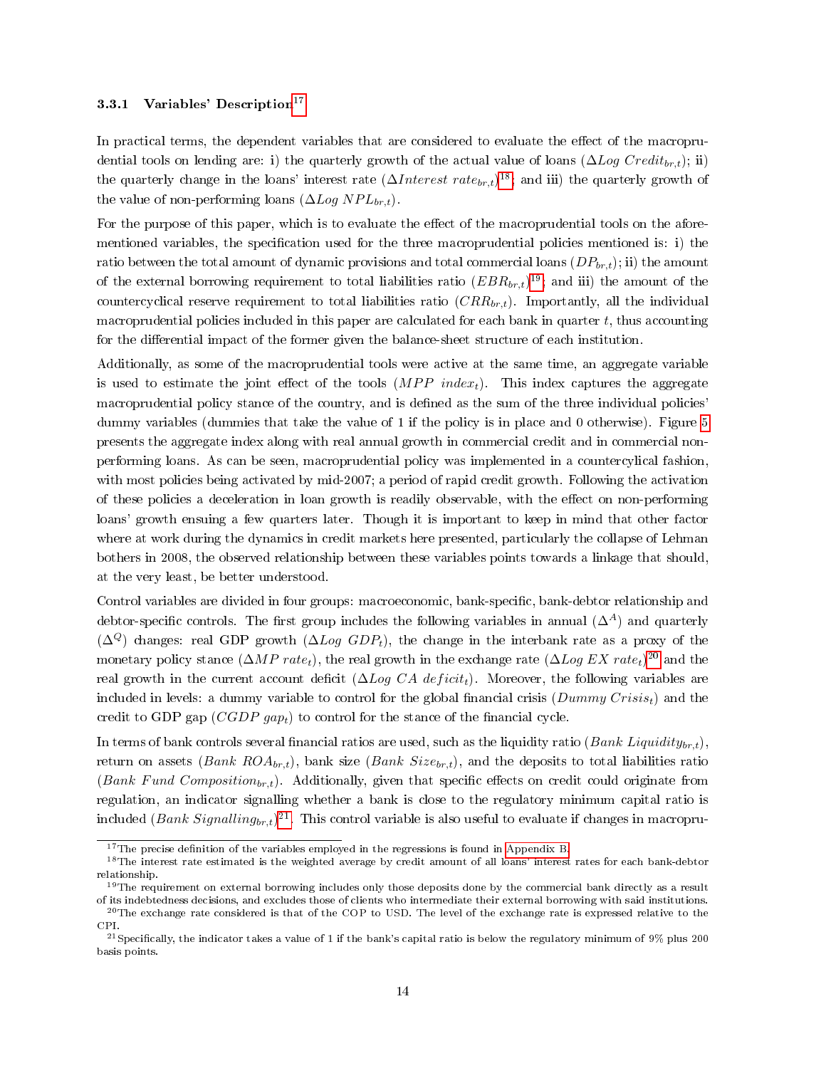### 3.3.1 Variables' Description[17]

In practical terms, the dependent variables that are considered to evaluate the effect of the macroprudential tools on lending are: i) the quarterly growth of the actual value of loans ($\Delta Log\ Credit_{br,t}$); ii) the quarterly change in the loans' interest rate ($\Delta Interest\ rate_{br,t}$)[18]; and iii) the quarterly growth of the value of non-performing loans ($\Delta Log\ NPL_{br,t}$).

For the purpose of this paper, which is to evaluate the effect of the macroprudential tools on the aforementioned variables, the specification used for the three macroprudential policies mentioned is: i) the ratio between the total amount of dynamic provisions and total commercial loans ($DP_{br,t}$); ii) the amount of the external borrowing requirement to total liabilities ratio ($EBR_{br,t}$)[19]; and iii) the amount of the countercyclical reserve requirement to total liabilities ratio ($CRR_{br,t}$). Importantly, all the individual macroprudential policies included in this paper are calculated for each bank in quarter $t$, thus accounting for the differential impact of the former given the balance-sheet structure of each institution.

Additionally, as some of the macroprudential tools were active at the same time, an aggregate variable is used to estimate the joint effect of the tools ($MPP\ index_t$). This index captures the aggregate macroprudential policy stance of the country, and is defined as the sum of the three individual policies' dummy variables (dummies that take the value of 1 if the policy is in place and 0 otherwise). Figure 5 presents the aggregate index along with real annual growth in commercial credit and in commercial non-performing loans. As can be seen, macroprudential policy was implemented in a countercylical fashion, with most policies being activated by mid-2007; a period of rapid credit growth. Following the activation of these policies a deceleration in loan growth is readily observable, with the effect on non-performing loans' growth ensuing a few quarters later. Though it is important to keep in mind that other factor where at work during the dynamics in credit markets here presented, particularly the collapse of Lehman bothers in 2008, the observed relationship between these variables points towards a linkage that should, at the very least, be better understood.

Control variables are divided in four groups: macroeconomic, bank-specific, bank-debtor relationship and debtor-specific controls. The first group includes the following variables in annual ($\Delta^A$) and quarterly ($\Delta^Q$) changes: real GDP growth ($\Delta Log\ GDP_t$), the change in the interbank rate as a proxy of the monetary policy stance ($\Delta MP\ rate_t$), the real growth in the exchange rate ($\Delta Log\ EX\ rate_t$)[20] and the real growth in the current account deficit ($\Delta Log\ CA\ deficit_t$). Moreover, the following variables are included in levels: a dummy variable to control for the global financial crisis ($Dummy\ Crisis_t$) and the credit to GDP gap ($CGDP\ gap_t$) to control for the stance of the financial cycle.

In terms of bank controls several financial ratios are used, such as the liquidity ratio ($Bank\ Liquidity_{br,t}$), return on assets ($Bank\ ROA_{br,t}$), bank size ($Bank\ Size_{br,t}$), and the deposits to total liabilities ratio ($Bank\ Fund\ Composition_{br,t}$). Additionally, given that specific effects on credit could originate from regulation, an indicator signalling whether a bank is close to the regulatory minimum capital ratio is included ($Bank\ Signalling_{br,t}$)[21]. This control variable is also useful to evaluate if changes in macropru-

---

[17] The precise definition of the variables employed in the regressions is found in Appendix B.

[18] The interest rate estimated is the weighted average by credit amount of all loans' interest rates for each bank-debtor relationship.

[19] The requirement on external borrowing includes only those deposits done by the commercial bank directly as a result of its indebtedness decisions, and excludes those of clients who intermediate their external borrowing with said institutions.

[20] The exchange rate considered is that of the COP to USD. The level of the exchange rate is expressed relative to the CPI.

[21] Specifically, the indicator takes a value of 1 if the bank's capital ratio is below the regulatory minimum of 9% plus 200 basis points.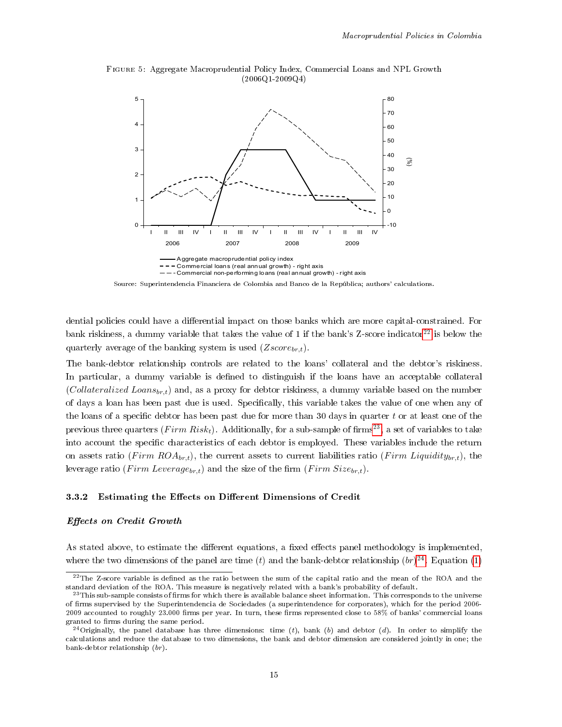FIGURE 5: Aggregate Macroprudential Policy Index, Commercial Loans and NPL Growth (2006Q1-2009Q4)

Source: Superintendencia Financiera de Colombia and Banco de la República; authors' calculations.

dential policies could have a differential impact on those banks which are more capital-constrained. For bank riskiness, a dummy variable that takes the value of 1 if the bank's Z-score indicator[22] is below the quarterly average of the banking system is used ($Zscore_{br,t}$).

The bank-debtor relationship controls are related to the loans' collateral and the debtor's riskiness. In particular, a dummy variable is defined to distinguish if the loans have an acceptable collateral ($Collateralized\ Loans_{br,t}$) and, as a proxy for debtor riskiness, a dummy variable based on the number of days a loan has been past due is used. Specifically, this variable takes the value of one when any of the loans of a specific debtor has been past due for more than 30 days in quarter $t$ or at least one of the previous three quarters ($Firm\ Risk_t$). Additionally, for a sub-sample of firms[23], a set of variables to take into account the specific characteristics of each debtor is employed. These variables include the return on assets ratio ($Firm\ ROA_{br,t}$), the current assets to current liabilities ratio ($Firm\ Liquidity_{br,t}$), the leverage ratio ($Firm\ Leverage_{br,t}$) and the size of the firm ($Firm\ Size_{br,t}$).

### 3.3.2 Estimating the Effects on Different Dimensions of Credit

***Effects on Credit Growth***

As stated above, to estimate the different equations, a fixed effects panel methodology is implemented, where the two dimensions of the panel are time ($t$) and the bank-debtor relationship ($br$)[24]. Equation (1)

[22] The Z-score variable is defined as the ratio between the sum of the capital ratio and the mean of the ROA and the standard deviation of the ROA. This measure is negatively related with a bank's probability of default.

[23] This sub-sample consists of firms for which there is available balance sheet information. This corresponds to the universe of firms supervised by the Superintendencia de Sociedades (a superintendence for corporates), which for the period 2006-2009 accounted to roughly 23.000 firms per year. In turn, these firms represented close to 58% of banks' commercial loans granted to firms during the same period.

[24] Originally, the panel database has three dimensions: time ($t$), bank ($b$) and debtor ($d$). In order to simplify the calculations and reduce the database to two dimensions, the bank and debtor dimension are considered jointly in one; the bank-debtor relationship ($br$).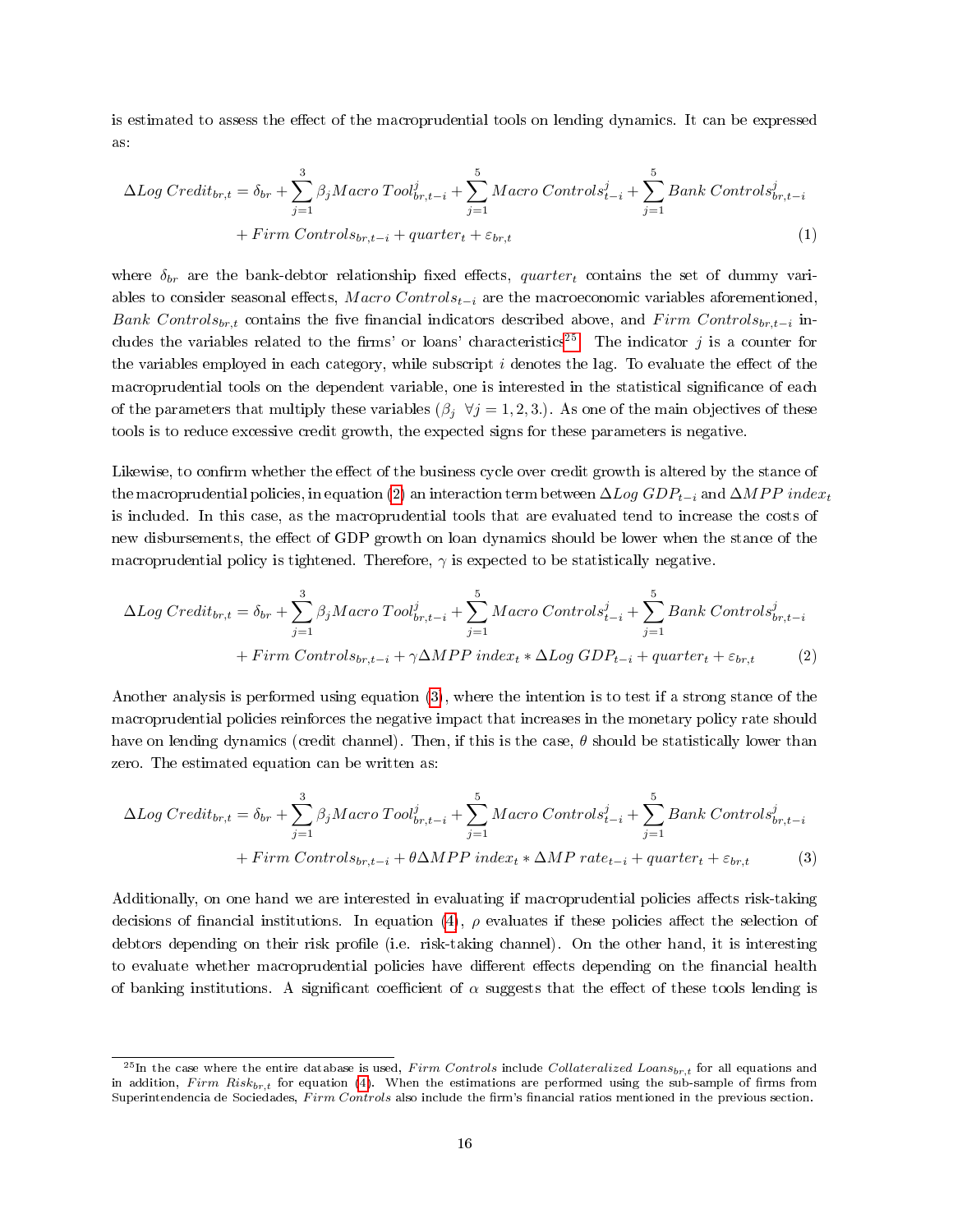is estimated to assess the effect of the macroprudential tools on lending dynamics. It can be expressed as:

$$\Delta Log\ Credit_{br,t} = \delta_{br} + \sum_{j=1}^{3} \beta_j Macro\ Tool^{j}_{br,t-i} + \sum_{j=1}^{5} Macro\ Controls^{j}_{t-i} + \sum_{j=1}^{5} Bank\ Controls^{j}_{br,t-i} + Firm\ Controls_{br,t-i} + quarter_t + \varepsilon_{br,t} \tag{1}$$

where $\delta_{br}$ are the bank-debtor relationship fixed effects, $quarter_t$ contains the set of dummy variables to consider seasonal effects, $Macro\ Controls_{t-i}$ are the macroeconomic variables aforementioned, $Bank\ Controls_{br,t}$ contains the five financial indicators described above, and $Firm\ Controls_{br,t-i}$ includes the variables related to the firms' or loans' characteristics[25]. The indicator $j$ is a counter for the variables employed in each category, while subscript $i$ denotes the lag. To evaluate the effect of the macroprudential tools on the dependent variable, one is interested in the statistical significance of each of the parameters that multiply these variables ($\beta_j\ \ \forall j = 1, 2, 3.$). As one of the main objectives of these tools is to reduce excessive credit growth, the expected signs for these parameters is negative.

Likewise, to confirm whether the effect of the business cycle over credit growth is altered by the stance of the macroprudential policies, in equation (2) an interaction term between $\Delta Log\ GDP_{t-i}$ and $\Delta MPP\ index_t$ is included. In this case, as the macroprudential tools that are evaluated tend to increase the costs of new disbursements, the effect of GDP growth on loan dynamics should be lower when the stance of the macroprudential policy is tightened. Therefore, $\gamma$ is expected to be statistically negative.

$$\Delta Log\ Credit_{br,t} = \delta_{br} + \sum_{j=1}^{3} \beta_j Macro\ Tool^{j}_{br,t-i} + \sum_{j=1}^{5} Macro\ Controls^{j}_{t-i} + \sum_{j=1}^{5} Bank\ Controls^{j}_{br,t-i} + Firm\ Controls_{br,t-i} + \gamma \Delta MPP\ index_t * \Delta Log\ GDP_{t-i} + quarter_t + \varepsilon_{br,t} \tag{2}$$

Another analysis is performed using equation (3), where the intention is to test if a strong stance of the macroprudential policies reinforces the negative impact that increases in the monetary policy rate should have on lending dynamics (credit channel). Then, if this is the case, $\theta$ should be statistically lower than zero. The estimated equation can be written as:

$$\Delta Log\ Credit_{br,t} = \delta_{br} + \sum_{j=1}^{3} \beta_j Macro\ Tool^{j}_{br,t-i} + \sum_{j=1}^{5} Macro\ Controls^{j}_{t-i} + \sum_{j=1}^{5} Bank\ Controls^{j}_{br,t-i} + Firm\ Controls_{br,t-i} + \theta \Delta MPP\ index_t * \Delta MP\ rate_{t-i} + quarter_t + \varepsilon_{br,t} \tag{3}$$

Additionally, on one hand we are interested in evaluating if macroprudential policies affects risk-taking decisions of financial institutions. In equation (4), $\rho$ evaluates if these policies affect the selection of debtors depending on their risk profile (i.e. risk-taking channel). On the other hand, it is interesting to evaluate whether macroprudential policies have different effects depending on the financial health of banking institutions. A significant coefficient of $\alpha$ suggests that the effect of these tools lending is

[25] In the case where the entire database is used, *Firm Controls* include $Collateralized\ Loans_{br,t}$ for all equations and in addition, $Firm\ Risk_{br,t}$ for equation (4). When the estimations are performed using the sub-sample of firms from Superintendencia de Sociedades, *Firm Controls* also include the firm's financial ratios mentioned in the previous section.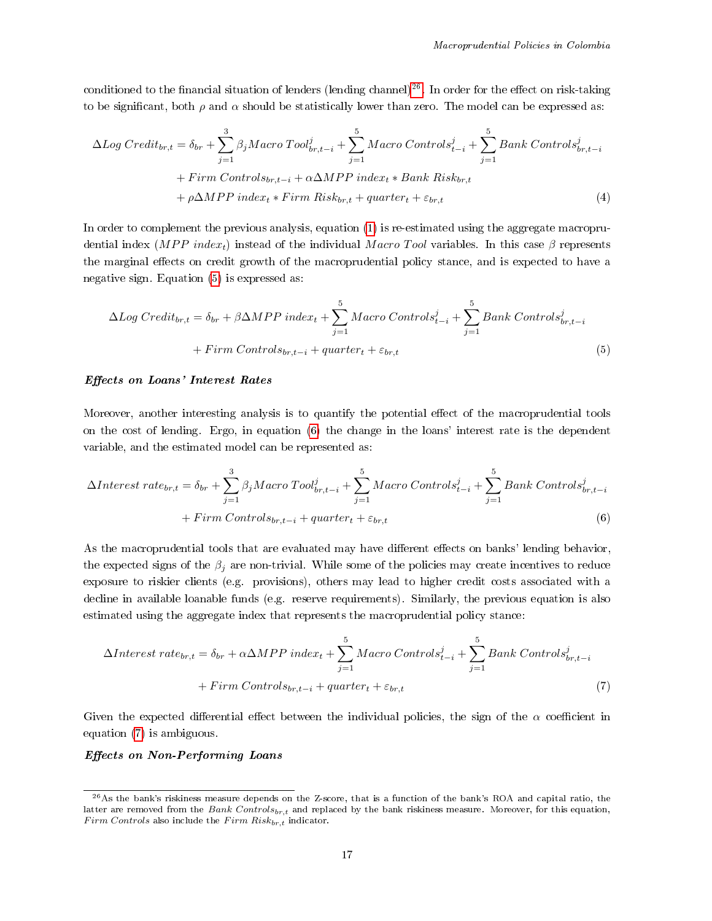conditioned to the financial situation of lenders (lending channel)[26]. In order for the effect on risk-taking to be significant, both $\rho$ and $\alpha$ should be statistically lower than zero. The model can be expressed as:

$$
\begin{aligned}
\Delta Log\ Credit_{br,t} = \delta_{br} &+ \sum_{j=1}^{3} \beta_j Macro\ Tool^{j}_{br,t-i} + \sum_{j=1}^{5} Macro\ Controls^{j}_{t-i} + \sum_{j=1}^{5} Bank\ Controls^{j}_{br,t-i} \\
&+ Firm\ Controls_{br,t-i} + \alpha \Delta MPP\ index_t * Bank\ Risk_{br,t} \\
&+ \rho \Delta MPP\ index_t * Firm\ Risk_{br,t} + quarter_t + \varepsilon_{br,t}
\end{aligned} \tag{4}
$$

In order to complement the previous analysis, equation (1) is re-estimated using the aggregate macroprudential index ($MPP\ index_t$) instead of the individual *Macro Tool* variables. In this case $\beta$ represents the marginal effects on credit growth of the macroprudential policy stance, and is expected to have a negative sign. Equation (5) is expressed as:

$$
\begin{aligned}
\Delta Log\ Credit_{br,t} = \delta_{br} &+ \beta \Delta MPP\ index_t + \sum_{j=1}^{5} Macro\ Controls^{j}_{t-i} + \sum_{j=1}^{5} Bank\ Controls^{j}_{br,t-i} \\
&+ Firm\ Controls_{br,t-i} + quarter_t + \varepsilon_{br,t}
\end{aligned} \tag{5}
$$

***Effects on Loans' Interest Rates***

Moreover, another interesting analysis is to quantify the potential effect of the macroprudential tools on the cost of lending. Ergo, in equation (6) the change in the loans' interest rate is the dependent variable, and the estimated model can be represented as:

$$
\begin{aligned}
\Delta Interest\ rate_{br,t} = \delta_{br} &+ \sum_{j=1}^{3} \beta_j Macro\ Tool^{j}_{br,t-i} + \sum_{j=1}^{5} Macro\ Controls^{j}_{t-i} + \sum_{j=1}^{5} Bank\ Controls^{j}_{br,t-i} \\
&+ Firm\ Controls_{br,t-i} + quarter_t + \varepsilon_{br,t}
\end{aligned} \tag{6}
$$

As the macroprudential tools that are evaluated may have different effects on banks' lending behavior, the expected signs of the $\beta_j$ are non-trivial. While some of the policies may create incentives to reduce exposure to riskier clients (e.g. provisions), others may lead to higher credit costs associated with a decline in available loanable funds (e.g. reserve requirements). Similarly, the previous equation is also estimated using the aggregate index that represents the macroprudential policy stance:

$$
\begin{aligned}
\Delta Interest\ rate_{br,t} = \delta_{br} &+ \alpha \Delta MPP\ index_t + \sum_{j=1}^{5} Macro\ Controls^{j}_{t-i} + \sum_{j=1}^{5} Bank\ Controls^{j}_{br,t-i} \\
&+ Firm\ Controls_{br,t-i} + quarter_t + \varepsilon_{br,t}
\end{aligned} \tag{7}
$$

Given the expected differential effect between the individual policies, the sign of the $\alpha$ coefficient in equation (7) is ambiguous.

***Effects on Non-Performing Loans***

[26] As the bank's riskiness measure depends on the Z-score, that is a function of the bank's ROA and capital ratio, the latter are removed from the $Bank\ Controls_{br,t}$ and replaced by the bank riskiness measure. Moreover, for this equation, *Firm Controls* also include the $Firm\ Risk_{br,t}$ indicator.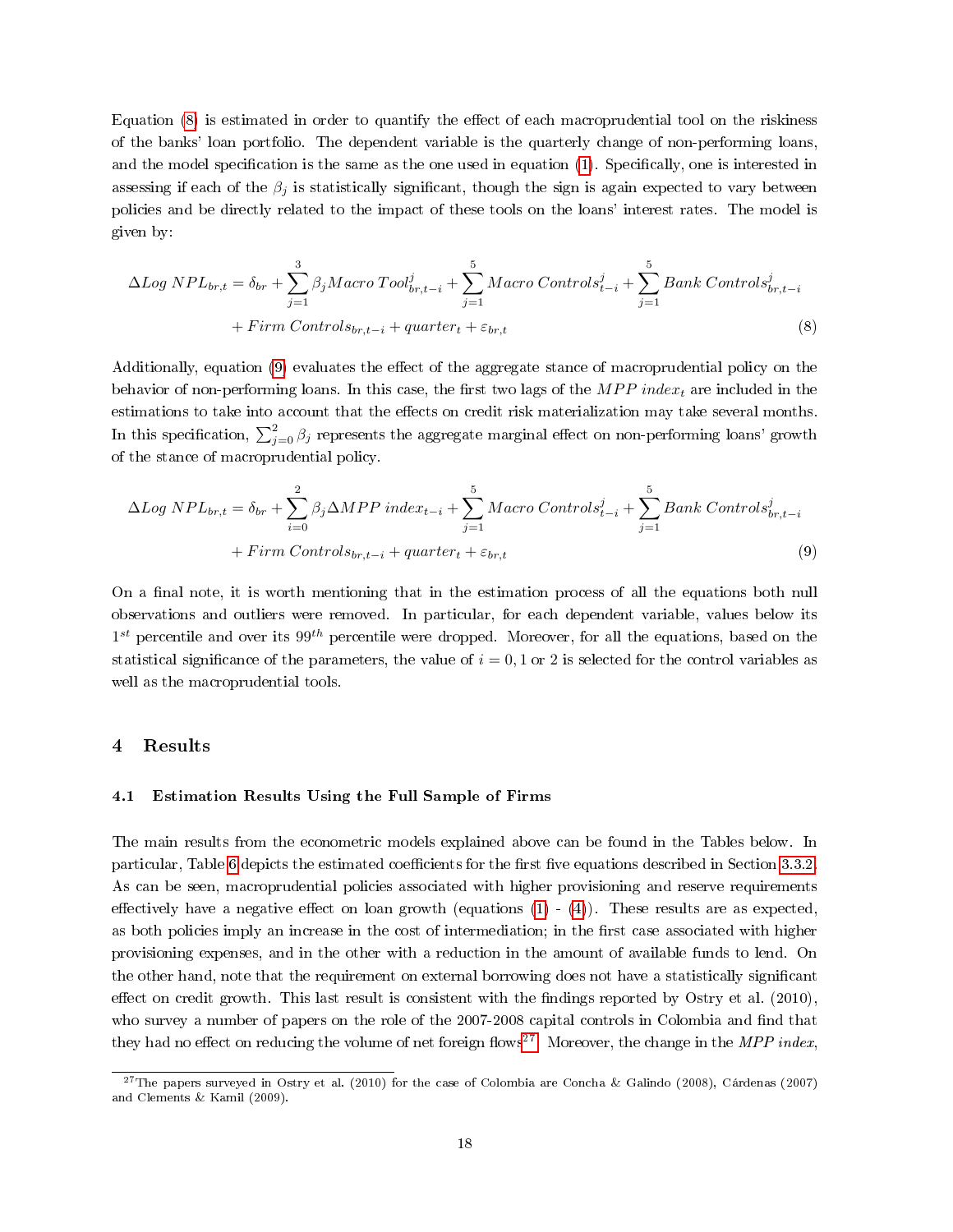Equation (8) is estimated in order to quantify the effect of each macroprudential tool on the riskiness of the banks' loan portfolio. The dependent variable is the quarterly change of non-performing loans, and the model specification is the same as the one used in equation (1). Specifically, one is interested in assessing if each of the $\beta_j$ is statistically significant, though the sign is again expected to vary between policies and be directly related to the impact of these tools on the loans' interest rates. The model is given by:

$$\Delta Log\ NPL_{br,t} = \delta_{br} + \sum_{j=1}^{3} \beta_j Macro\ Tool^{j}_{br,t-i} + \sum_{j=1}^{5} Macro\ Controls^{j}_{t-i} + \sum_{j=1}^{5} Bank\ Controls^{j}_{br,t-i} + Firm\ Controls_{br,t-i} + quarter_t + \varepsilon_{br,t} \tag{8}$$

Additionally, equation (9) evaluates the effect of the aggregate stance of macroprudential policy on the behavior of non-performing loans. In this case, the first two lags of the $MPP\ index_t$ are included in the estimations to take into account that the effects on credit risk materialization may take several months. In this specification, $\sum_{j=0}^{2} \beta_j$ represents the aggregate marginal effect on non-performing loans' growth of the stance of macroprudential policy.

$$\Delta Log\ NPL_{br,t} = \delta_{br} + \sum_{i=0}^{2} \beta_j \Delta MPP\ index_{t-i} + \sum_{j=1}^{5} Macro\ Controls^{j}_{t-i} + \sum_{j=1}^{5} Bank\ Controls^{j}_{br,t-i} + Firm\ Controls_{br,t-i} + quarter_t + \varepsilon_{br,t} \tag{9}$$

On a final note, it is worth mentioning that in the estimation process of all the equations both null observations and outliers were removed. In particular, for each dependent variable, values below its $1^{st}$ percentile and over its $99^{th}$ percentile were dropped. Moreover, for all the equations, based on the statistical significance of the parameters, the value of $i = 0, 1$ or $2$ is selected for the control variables as well as the macroprudential tools.

## 4 Results

### 4.1 Estimation Results Using the Full Sample of Firms

The main results from the econometric models explained above can be found in the Tables below. In particular, Table 6 depicts the estimated coefficients for the first five equations described in Section 3.3.2. As can be seen, macroprudential policies associated with higher provisioning and reserve requirements effectively have a negative effect on loan growth (equations (1) - (4)). These results are as expected, as both policies imply an increase in the cost of intermediation; in the first case associated with higher provisioning expenses, and in the other with a reduction in the amount of available funds to lend. On the other hand, note that the requirement on external borrowing does not have a statistically significant effect on credit growth. This last result is consistent with the findings reported by Ostry et al. (2010), who survey a number of papers on the role of the 2007-2008 capital controls in Colombia and find that they had no effect on reducing the volume of net foreign flows[27]. Moreover, the change in the *MPP index*,

[27] The papers surveyed in Ostry et al. (2010) for the case of Colombia are Concha & Galindo (2008), Cárdenas (2007) and Clements & Kamil (2009).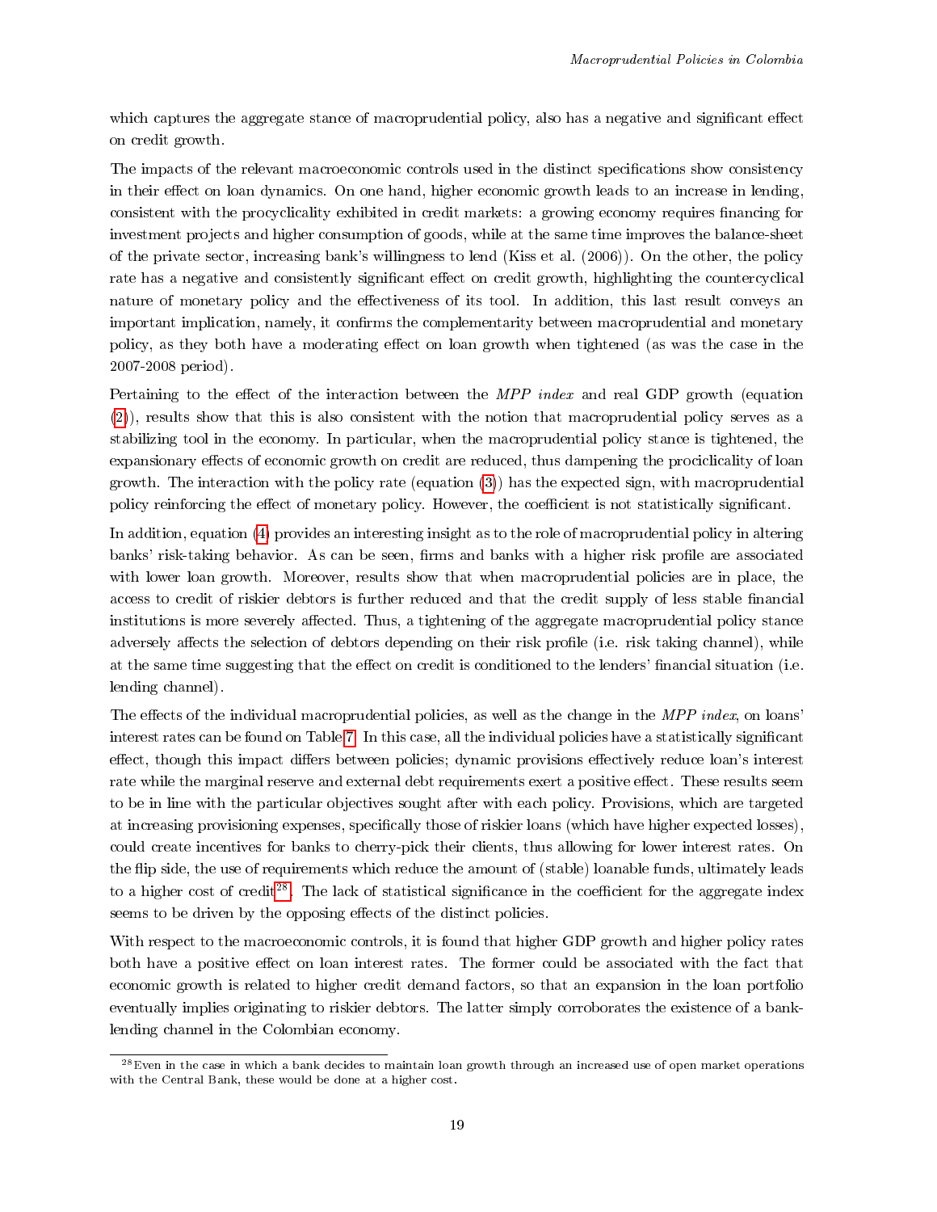which captures the aggregate stance of macroprudential policy, also has a negative and significant effect on credit growth.

The impacts of the relevant macroeconomic controls used in the distinct specifications show consistency in their effect on loan dynamics. On one hand, higher economic growth leads to an increase in lending, consistent with the procyclicality exhibited in credit markets: a growing economy requires financing for investment projects and higher consumption of goods, while at the same time improves the balance-sheet of the private sector, increasing bank's willingness to lend (Kiss et al. (2006)). On the other, the policy rate has a negative and consistently significant effect on credit growth, highlighting the countercyclical nature of monetary policy and the effectiveness of its tool. In addition, this last result conveys an important implication, namely, it confirms the complementarity between macroprudential and monetary policy, as they both have a moderating effect on loan growth when tightened (as was the case in the 2007-2008 period).

Pertaining to the effect of the interaction between the *MPP index* and real GDP growth (equation (2)), results show that this is also consistent with the notion that macroprudential policy serves as a stabilizing tool in the economy. In particular, when the macroprudential policy stance is tightened, the expansionary effects of economic growth on credit are reduced, thus dampening the prociclicality of loan growth. The interaction with the policy rate (equation (3)) has the expected sign, with macroprudential policy reinforcing the effect of monetary policy. However, the coefficient is not statistically significant.

In addition, equation (4) provides an interesting insight as to the role of macroprudential policy in altering banks' risk-taking behavior. As can be seen, firms and banks with a higher risk profile are associated with lower loan growth. Moreover, results show that when macroprudential policies are in place, the access to credit of riskier debtors is further reduced and that the credit supply of less stable financial institutions is more severely affected. Thus, a tightening of the aggregate macroprudential policy stance adversely affects the selection of debtors depending on their risk profile (i.e. risk taking channel), while at the same time suggesting that the effect on credit is conditioned to the lenders' financial situation (i.e. lending channel).

The effects of the individual macroprudential policies, as well as the change in the *MPP index*, on loans' interest rates can be found on Table 7. In this case, all the individual policies have a statistically significant effect, though this impact differs between policies; dynamic provisions effectively reduce loan's interest rate while the marginal reserve and external debt requirements exert a positive effect. These results seem to be in line with the particular objectives sought after with each policy. Provisions, which are targeted at increasing provisioning expenses, specifically those of riskier loans (which have higher expected losses), could create incentives for banks to cherry-pick their clients, thus allowing for lower interest rates. On the flip side, the use of requirements which reduce the amount of (stable) loanable funds, ultimately leads to a higher cost of credit[28]. The lack of statistical significance in the coefficient for the aggregate index seems to be driven by the opposing effects of the distinct policies.

With respect to the macroeconomic controls, it is found that higher GDP growth and higher policy rates both have a positive effect on loan interest rates. The former could be associated with the fact that economic growth is related to higher credit demand factors, so that an expansion in the loan portfolio eventually implies originating to riskier debtors. The latter simply corroborates the existence of a bank-lending channel in the Colombian economy.

[28] Even in the case in which a bank decides to maintain loan growth through an increased use of open market operations with the Central Bank, these would be done at a higher cost.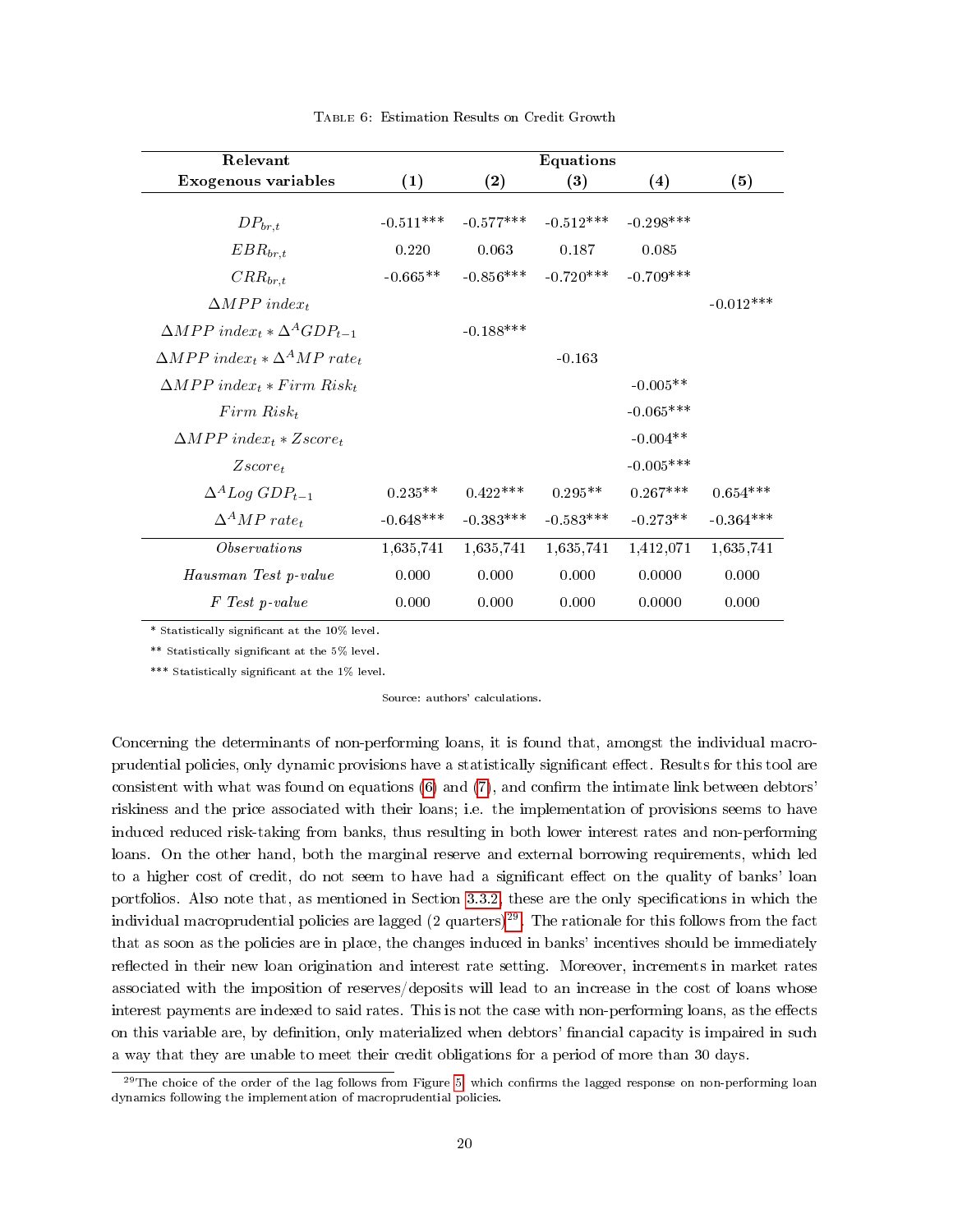Table 6: Estimation Results on Credit Growth

| Relevant Exogenous variables | (1) | (2) | (3) | (4) | (5) |
|---|---|---|---|---|---|
| $DP_{br,t}$ | -0.511*** | -0.577*** | -0.512*** | -0.298*** | |
| $EBR_{br,t}$ | 0.220 | 0.063 | 0.187 | 0.085 | |
| $CRR_{br,t}$ | -0.665** | -0.856*** | -0.720*** | -0.709*** | |
| $\Delta MPP\ index_t$ | | | | | -0.012*** |
| $\Delta MPP\ index_t * \Delta^A GDP_{t-1}$ | | -0.188*** | | | |
| $\Delta MPP\ index_t * \Delta^A MP\ rate_t$ | | | -0.163 | | |
| $\Delta MPP\ index_t * Firm\ Risk_t$ | | | | -0.005** | |
| $Firm\ Risk_t$ | | | | -0.065*** | |
| $\Delta MPP\ index_t * Zscore_t$ | | | | -0.004** | |
| $Zscore_t$ | | | | -0.005*** | |
| $\Delta^A Log\ GDP_{t-1}$ | 0.235** | 0.422*** | 0.295** | 0.267*** | 0.654*** |
| $\Delta^A MP\ rate_t$ | -0.648*** | -0.383*** | -0.583*** | -0.273** | -0.364*** |
| *Observations* | 1,635,741 | 1,635,741 | 1,635,741 | 1,412,071 | 1,635,741 |
| *Hausman Test p-value* | 0.000 | 0.000 | 0.000 | 0.0000 | 0.000 |
| *F Test p-value* | 0.000 | 0.000 | 0.000 | 0.0000 | 0.000 |

\* Statistically significant at the 10% level.

\** Statistically significant at the 5% level.

\*** Statistically significant at the 1% level.

Source: authors' calculations.

Concerning the determinants of non-performing loans, it is found that, amongst the individual macroprudential policies, only dynamic provisions have a statistically significant effect. Results for this tool are consistent with what was found on equations (6) and (7), and confirm the intimate link between debtors' riskiness and the price associated with their loans; i.e. the implementation of provisions seems to have induced reduced risk-taking from banks, thus resulting in both lower interest rates and non-performing loans. On the other hand, both the marginal reserve and external borrowing requirements, which led to a higher cost of credit, do not seem to have had a significant effect on the quality of banks' loan portfolios. Also note that, as mentioned in Section 3.3.2, these are the only specifications in which the individual macroprudential policies are lagged (2 quarters)[29]. The rationale for this follows from the fact that as soon as the policies are in place, the changes induced in banks' incentives should be immediately reflected in their new loan origination and interest rate setting. Moreover, increments in market rates associated with the imposition of reserves/deposits will lead to an increase in the cost of loans whose interest payments are indexed to said rates. This is not the case with non-performing loans, as the effects on this variable are, by definition, only materialized when debtors' financial capacity is impaired in such a way that they are unable to meet their credit obligations for a period of more than 30 days.

[29] The choice of the order of the lag follows from Figure 5, which confirms the lagged response on non-performing loan dynamics following the implementation of macroprudential policies.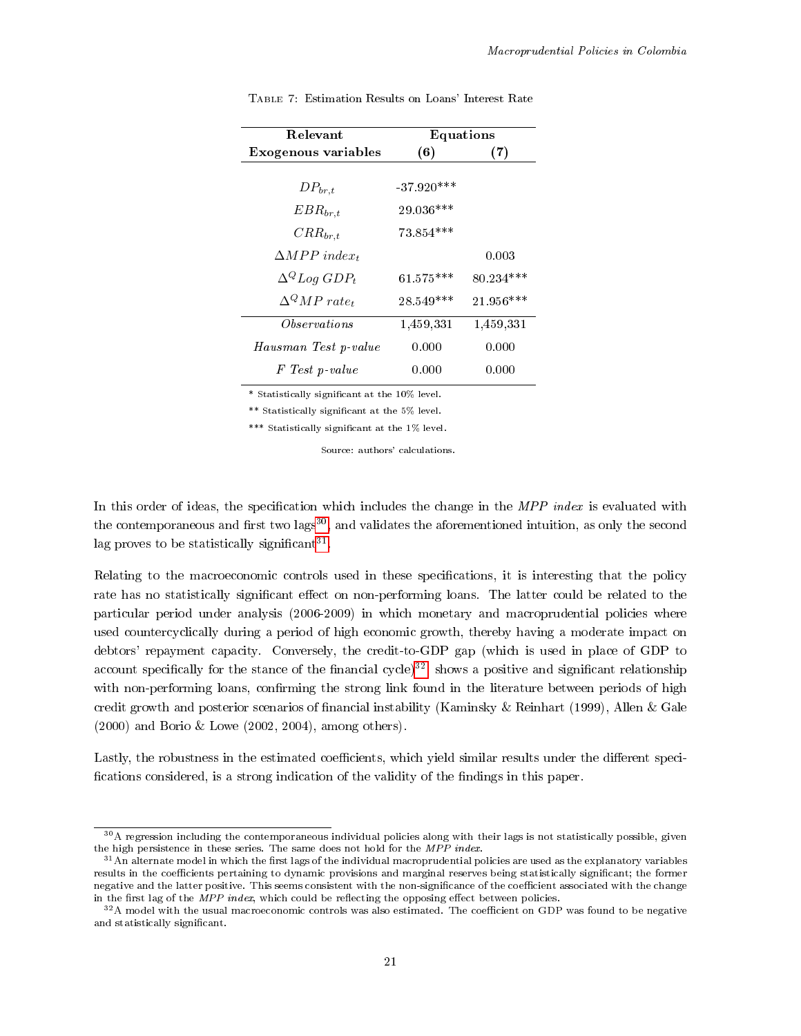Table 7: Estimation Results on Loans' Interest Rate

| **Relevant Exogenous variables** | **Equations (6)** | **(7)** |
|---|---|---|
| $DP_{br,t}$ | -37.920*** | |
| $EBR_{br,t}$ | 29.036*** | |
| $CRR_{br,t}$ | 73.854*** | |
| $\Delta MPP\ index_t$ | | 0.003 |
| $\Delta^Q Log\ GDP_t$ | 61.575*** | 80.234*** |
| $\Delta^Q MP\ rate_t$ | 28.549*** | 21.956*** |
| *Observations* | 1,459,331 | 1,459,331 |
| *Hausman Test p-value* | 0.000 | 0.000 |
| *F Test p-value* | 0.000 | 0.000 |

\* Statistically significant at the 10% level.

\** Statistically significant at the 5% level.

\*** Statistically significant at the 1% level.

Source: authors' calculations.

In this order of ideas, the specification which includes the change in the *MPP index* is evaluated with the contemporaneous and first two lags[30], and validates the aforementioned intuition, as only the second lag proves to be statistically significant[31].

Relating to the macroeconomic controls used in these specifications, it is interesting that the policy rate has no statistically significant effect on non-performing loans. The latter could be related to the particular period under analysis (2006-2009) in which monetary and macroprudential policies where used countercyclically during a period of high economic growth, thereby having a moderate impact on debtors' repayment capacity. Conversely, the credit-to-GDP gap (which is used in place of GDP to account specifically for the stance of the financial cycle)[32] shows a positive and significant relationship with non-performing loans, confirming the strong link found in the literature between periods of high credit growth and posterior scenarios of financial instability (Kaminsky & Reinhart (1999), Allen & Gale (2000) and Borio & Lowe (2002, 2004), among others).

Lastly, the robustness in the estimated coefficients, which yield similar results under the different specifications considered, is a strong indication of the validity of the findings in this paper.

[30] A regression including the contemporaneous individual policies along with their lags is not statistically possible, given the high persistence in these series. The same does not hold for the *MPP index*.

[31] An alternate model in which the first lags of the individual macroprudential policies are used as the explanatory variables results in the coefficients pertaining to dynamic provisions and marginal reserves being statistically significant; the former negative and the latter positive. This seems consistent with the non-significance of the coefficient associated with the change in the first lag of the *MPP index*, which could be reflecting the opposing effect between policies.

[32] A model with the usual macroeconomic controls was also estimated. The coefficient on GDP was found to be negative and statistically significant.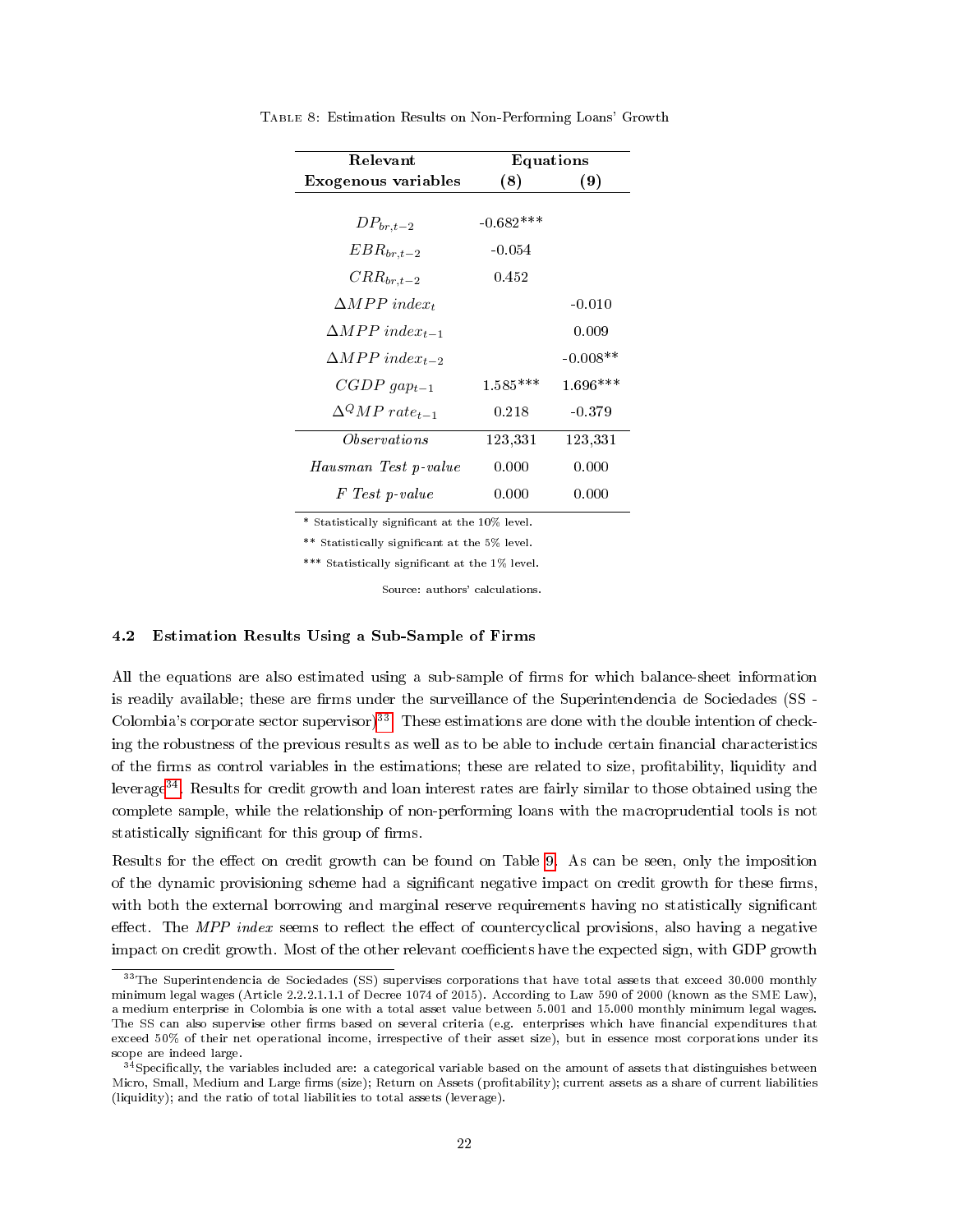Table 8: Estimation Results on Non-Performing Loans' Growth

| **Relevant** | **Equations** | |
|---|---|---|
| **Exogenous variables** | **(8)** | **(9)** |
| $DP_{br,t-2}$ | -0.682*** | |
| $EBR_{br,t-2}$ | -0.054 | |
| $CRR_{br,t-2}$ | 0.452 | |
| $\Delta MPP\ index_{t}$ | | -0.010 |
| $\Delta MPP\ index_{t-1}$ | | 0.009 |
| $\Delta MPP\ index_{t-2}$ | | -0.008** |
| $CGDP\ gap_{t-1}$ | 1.585*** | 1.696*** |
| $\Delta^{Q} MP\ rate_{t-1}$ | 0.218 | -0.379 |
| *Observations* | 123,331 | 123,331 |
| *Hausman Test p-value* | 0.000 | 0.000 |
| *F Test p-value* | 0.000 | 0.000 |

\* Statistically significant at the 10% level.

\*\* Statistically significant at the 5% level.

\*\*\* Statistically significant at the 1% level.

Source: authors' calculations.

### 4.2 Estimation Results Using a Sub-Sample of Firms

All the equations are also estimated using a sub-sample of firms for which balance-sheet information is readily available; these are firms under the surveillance of the Superintendencia de Sociedades (SS - Colombia's corporate sector supervisor)[33]. These estimations are done with the double intention of checking the robustness of the previous results as well as to be able to include certain financial characteristics of the firms as control variables in the estimations; these are related to size, profitability, liquidity and leverage[34]. Results for credit growth and loan interest rates are fairly similar to those obtained using the complete sample, while the relationship of non-performing loans with the macroprudential tools is not statistically significant for this group of firms.

Results for the effect on credit growth can be found on Table 9. As can be seen, only the imposition of the dynamic provisioning scheme had a significant negative impact on credit growth for these firms, with both the external borrowing and marginal reserve requirements having no statistically significant effect. The *MPP index* seems to reflect the effect of countercyclical provisions, also having a negative impact on credit growth. Most of the other relevant coefficients have the expected sign, with GDP growth

[33] The Superintendencia de Sociedades (SS) supervises corporations that have total assets that exceed 30.000 monthly minimum legal wages (Article 2.2.2.1.1.1 of Decree 1074 of 2015). According to Law 590 of 2000 (known as the SME Law), a medium enterprise in Colombia is one with a total asset value between 5.001 and 15.000 monthly minimum legal wages. The SS can also supervise other firms based on several criteria (e.g. enterprises which have financial expenditures that exceed 50% of their net operational income, irrespective of their asset size), but in essence most corporations under its scope are indeed large.

[34] Specifically, the variables included are: a categorical variable based on the amount of assets that distinguishes between Micro, Small, Medium and Large firms (size); Return on Assets (profitability); current assets as a share of current liabilities (liquidity); and the ratio of total liabilities to total assets (leverage).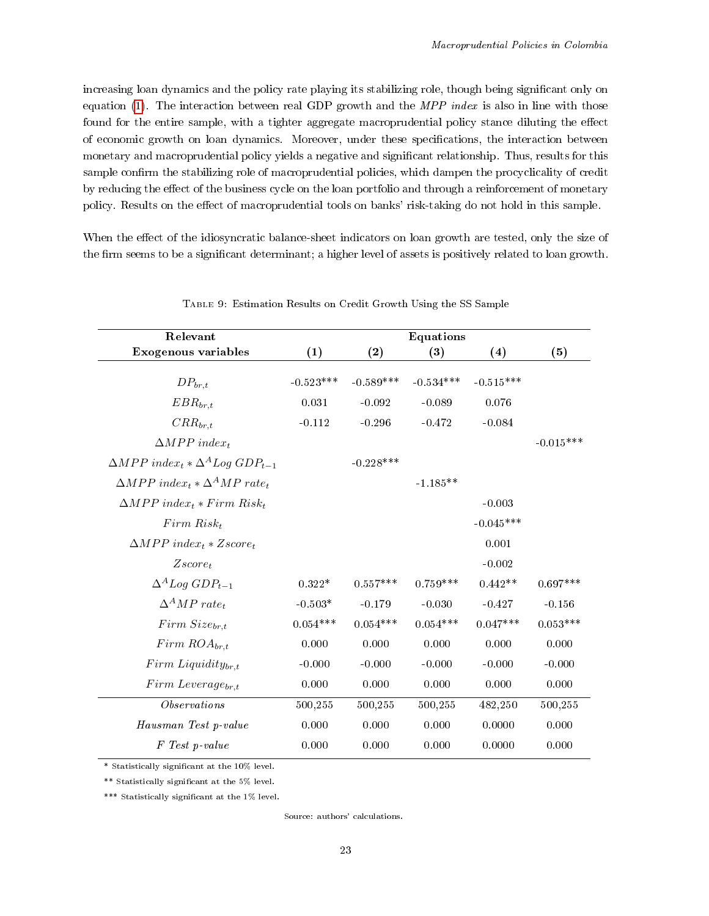increasing loan dynamics and the policy rate playing its stabilizing role, though being significant only on equation (1). The interaction between real GDP growth and the *MPP index* is also in line with those found for the entire sample, with a tighter aggregate macroprudential policy stance diluting the effect of economic growth on loan dynamics. Moreover, under these specifications, the interaction between monetary and macroprudential policy yields a negative and significant relationship. Thus, results for this sample confirm the stabilizing role of macroprudential policies, which dampen the procyclicality of credit by reducing the effect of the business cycle on the loan portfolio and through a reinforcement of monetary policy. Results on the effect of macroprudential tools on banks' risk-taking do not hold in this sample.

When the effect of the idiosyncratic balance-sheet indicators on loan growth are tested, only the size of the firm seems to be a significant determinant; a higher level of assets is positively related to loan growth.

Table 9: Estimation Results on Credit Growth Using the SS Sample

| Relevant Exogenous variables | Equations (1) | (2) | (3) | (4) | (5) |
|---|---|---|---|---|---|
| $DP_{br,t}$ | -0.523*** | -0.589*** | -0.534*** | -0.515*** | |
| $EBR_{br,t}$ | 0.031 | -0.092 | -0.089 | 0.076 | |
| $CRR_{br,t}$ | -0.112 | -0.296 | -0.472 | -0.084 | |
| $\Delta MPP\ index_t$ | | | | | -0.015*** |
| $\Delta MPP\ index_t * \Delta^A Log\ GDP_{t-1}$ | | -0.228*** | | | |
| $\Delta MPP\ index_t * \Delta^A MP\ rate_t$ | | | -1.185** | | |
| $\Delta MPP\ index_t * Firm\ Risk_t$ | | | | -0.003 | |
| $Firm\ Risk_t$ | | | | -0.045*** | |
| $\Delta MPP\ index_t * Zscore_t$ | | | | 0.001 | |
| $Zscore_t$ | | | | -0.002 | |
| $\Delta^A Log\ GDP_{t-1}$ | 0.322* | 0.557*** | 0.759*** | 0.442** | 0.697*** |
| $\Delta^A MP\ rate_t$ | -0.503* | -0.179 | -0.030 | -0.427 | -0.156 |
| $Firm\ Size_{br,t}$ | 0.054*** | 0.054*** | 0.054*** | 0.047*** | 0.053*** |
| $Firm\ ROA_{br,t}$ | 0.000 | 0.000 | 0.000 | 0.000 | 0.000 |
| $Firm\ Liquidity_{br,t}$ | -0.000 | -0.000 | -0.000 | -0.000 | -0.000 |
| $Firm\ Leverage_{br,t}$ | 0.000 | 0.000 | 0.000 | 0.000 | 0.000 |
| *Observations* | 500,255 | 500,255 | 500,255 | 482,250 | 500,255 |
| *Hausman Test p-value* | 0.000 | 0.000 | 0.000 | 0.0000 | 0.000 |
| *F Test p-value* | 0.000 | 0.000 | 0.000 | 0.0000 | 0.000 |

\* Statistically significant at the 10% level.

\** Statistically significant at the 5% level.

\*** Statistically significant at the 1% level.

Source: authors' calculations.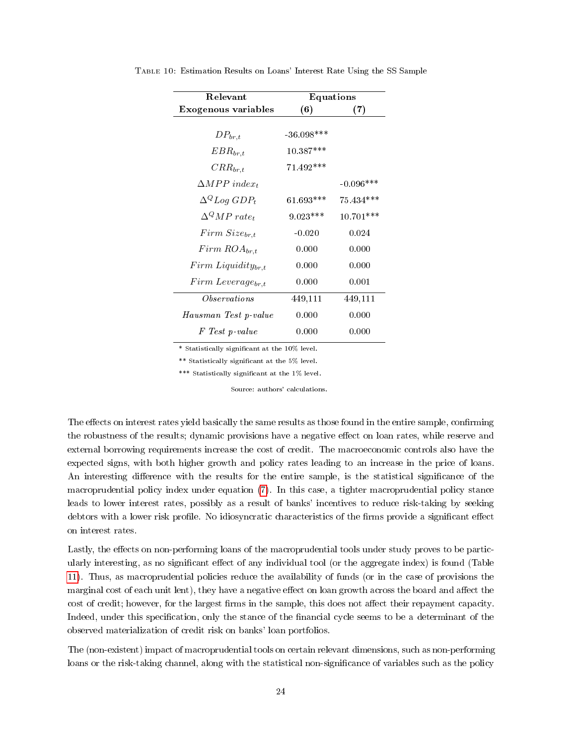Table 10: Estimation Results on Loans' Interest Rate Using the SS Sample

| **Relevant Exogenous variables** | **Equations (6)** | **(7)** |
|---|---|---|
| $DP_{br,t}$ | -36.098*** | |
| $EBR_{br,t}$ | 10.387*** | |
| $CRR_{br,t}$ | 71.492*** | |
| $\Delta MPP\ index_t$ | | -0.096*** |
| $\Delta^Q Log\ GDP_t$ | 61.693*** | 75.434*** |
| $\Delta^Q MP\ rate_t$ | 9.023*** | 10.701*** |
| $Firm\ Size_{br,t}$ | -0.020 | 0.024 |
| $Firm\ ROA_{br,t}$ | 0.000 | 0.000 |
| $Firm\ Liquidity_{br,t}$ | 0.000 | 0.000 |
| $Firm\ Leverage_{br,t}$ | 0.000 | 0.001 |
| *Observations* | 449,111 | 449,111 |
| *Hausman Test p-value* | 0.000 | 0.000 |
| *F Test p-value* | 0.000 | 0.000 |

\* Statistically significant at the 10% level.

\** Statistically significant at the 5% level.

\*** Statistically significant at the 1% level.

Source: authors' calculations.

The effects on interest rates yield basically the same results as those found in the entire sample, confirming the robustness of the results; dynamic provisions have a negative effect on loan rates, while reserve and external borrowing requirements increase the cost of credit. The macroeconomic controls also have the expected signs, with both higher growth and policy rates leading to an increase in the price of loans. An interesting difference with the results for the entire sample, is the statistical significance of the macroprudential policy index under equation (7). In this case, a tighter macroprudential policy stance leads to lower interest rates, possibly as a result of banks' incentives to reduce risk-taking by seeking debtors with a lower risk profile. No idiosyncratic characteristics of the firms provide a significant effect on interest rates.

Lastly, the effects on non-performing loans of the macroprudential tools under study proves to be particularly interesting, as no significant effect of any individual tool (or the aggregate index) is found (Table 11). Thus, as macroprudential policies reduce the availability of funds (or in the case of provisions the marginal cost of each unit lent), they have a negative effect on loan growth across the board and affect the cost of credit; however, for the largest firms in the sample, this does not affect their repayment capacity. Indeed, under this specification, only the stance of the financial cycle seems to be a determinant of the observed materialization of credit risk on banks' loan portfolios.

The (non-existent) impact of macroprudential tools on certain relevant dimensions, such as non-performing loans or the risk-taking channel, along with the statistical non-significance of variables such as the policy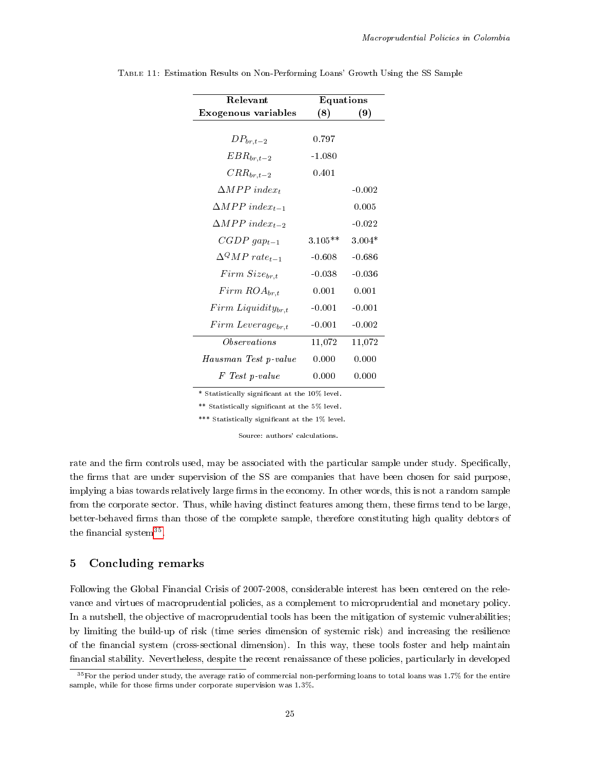Table 11: Estimation Results on Non-Performing Loans' Growth Using the SS Sample

| **Relevant Exogenous variables** | **Equations (8)** | **(9)** |
|---|---|---|
| $DP_{br,t-2}$ | 0.797 | |
| $EBR_{br,t-2}$ | -1.080 | |
| $CRR_{br,t-2}$ | 0.401 | |
| $\Delta MPP\ index_t$ | | -0.002 |
| $\Delta MPP\ index_{t-1}$ | | 0.005 |
| $\Delta MPP\ index_{t-2}$ | | -0.022 |
| $CGDP\ gap_{t-1}$ | 3.105** | 3.004* |
| $\Delta^Q MP\ rate_{t-1}$ | -0.608 | -0.686 |
| $Firm\ Size_{br,t}$ | -0.038 | -0.036 |
| $Firm\ ROA_{br,t}$ | 0.001 | 0.001 |
| $Firm\ Liquidity_{br,t}$ | -0.001 | -0.001 |
| $Firm\ Leverage_{br,t}$ | -0.001 | -0.002 |
| *Observations* | 11,072 | 11,072 |
| *Hausman Test p-value* | 0.000 | 0.000 |
| *F Test p-value* | 0.000 | 0.000 |

\* Statistically significant at the 10% level.

\** Statistically significant at the 5% level.

\*** Statistically significant at the 1% level.

Source: authors' calculations.

rate and the firm controls used, may be associated with the particular sample under study. Specifically, the firms that are under supervision of the SS are companies that have been chosen for said purpose, implying a bias towards relatively large firms in the economy. In other words, this is not a random sample from the corporate sector. Thus, while having distinct features among them, these firms tend to be large, better-behaved firms than those of the complete sample, therefore constituting high quality debtors of the financial system[35].

## 5 Concluding remarks

Following the Global Financial Crisis of 2007-2008, considerable interest has been centered on the relevance and virtues of macroprudential policies, as a complement to microprudential and monetary policy. In a nutshell, the objective of macroprudential tools has been the mitigation of systemic vulnerabilities; by limiting the build-up of risk (time series dimension of systemic risk) and increasing the resilience of the financial system (cross-sectional dimension). In this way, these tools foster and help maintain financial stability. Nevertheless, despite the recent renaissance of these policies, particularly in developed

[35] For the period under study, the average ratio of commercial non-performing loans to total loans was 1.7% for the entire sample, while for those firms under corporate supervision was 1.3%.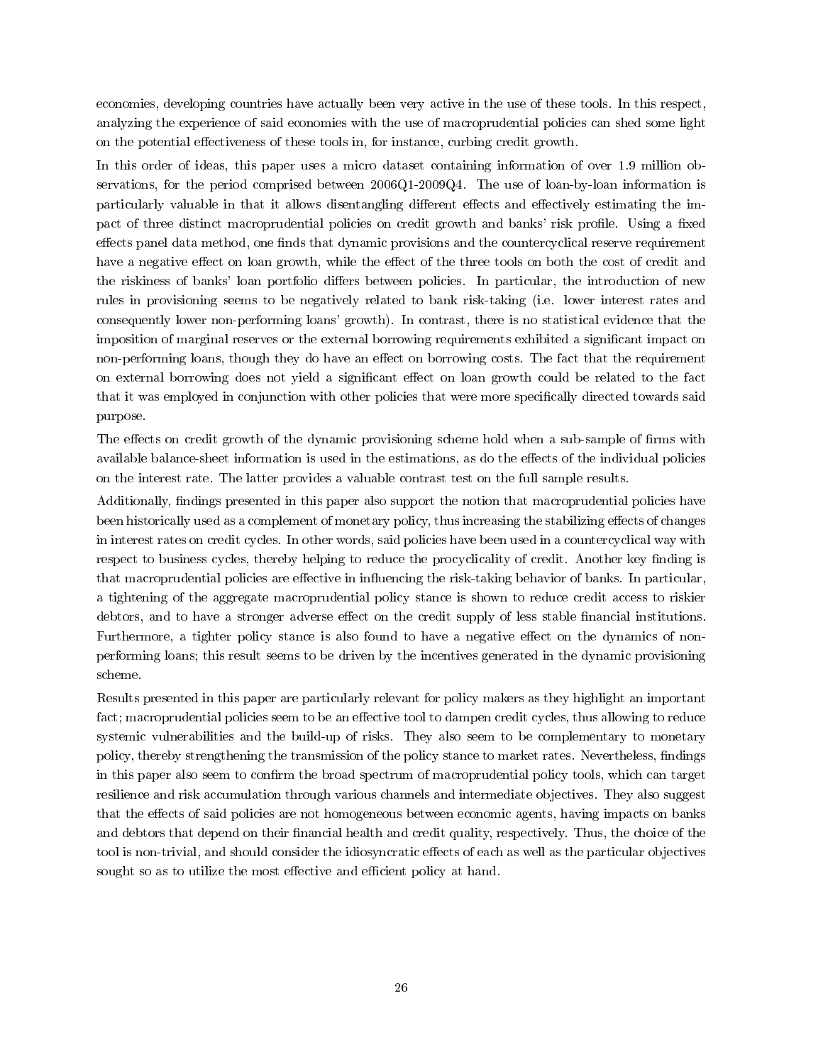economies, developing countries have actually been very active in the use of these tools. In this respect, analyzing the experience of said economies with the use of macroprudential policies can shed some light on the potential effectiveness of these tools in, for instance, curbing credit growth.

In this order of ideas, this paper uses a micro dataset containing information of over 1.9 million observations, for the period comprised between 2006Q1-2009Q4. The use of loan-by-loan information is particularly valuable in that it allows disentangling different effects and effectively estimating the impact of three distinct macroprudential policies on credit growth and banks' risk profile. Using a fixed effects panel data method, one finds that dynamic provisions and the countercyclical reserve requirement have a negative effect on loan growth, while the effect of the three tools on both the cost of credit and the riskiness of banks' loan portfolio differs between policies. In particular, the introduction of new rules in provisioning seems to be negatively related to bank risk-taking (i.e. lower interest rates and consequently lower non-performing loans' growth). In contrast, there is no statistical evidence that the imposition of marginal reserves or the external borrowing requirements exhibited a significant impact on non-performing loans, though they do have an effect on borrowing costs. The fact that the requirement on external borrowing does not yield a significant effect on loan growth could be related to the fact that it was employed in conjunction with other policies that were more specifically directed towards said purpose.

The effects on credit growth of the dynamic provisioning scheme hold when a sub-sample of firms with available balance-sheet information is used in the estimations, as do the effects of the individual policies on the interest rate. The latter provides a valuable contrast test on the full sample results.

Additionally, findings presented in this paper also support the notion that macroprudential policies have been historically used as a complement of monetary policy, thus increasing the stabilizing effects of changes in interest rates on credit cycles. In other words, said policies have been used in a countercyclical way with respect to business cycles, thereby helping to reduce the procyclicality of credit. Another key finding is that macroprudential policies are effective in influencing the risk-taking behavior of banks. In particular, a tightening of the aggregate macroprudential policy stance is shown to reduce credit access to riskier debtors, and to have a stronger adverse effect on the credit supply of less stable financial institutions. Furthermore, a tighter policy stance is also found to have a negative effect on the dynamics of non-performing loans; this result seems to be driven by the incentives generated in the dynamic provisioning scheme.

Results presented in this paper are particularly relevant for policy makers as they highlight an important fact; macroprudential policies seem to be an effective tool to dampen credit cycles, thus allowing to reduce systemic vulnerabilities and the build-up of risks. They also seem to be complementary to monetary policy, thereby strengthening the transmission of the policy stance to market rates. Nevertheless, findings in this paper also seem to confirm the broad spectrum of macroprudential policy tools, which can target resilience and risk accumulation through various channels and intermediate objectives. They also suggest that the effects of said policies are not homogeneous between economic agents, having impacts on banks and debtors that depend on their financial health and credit quality, respectively. Thus, the choice of the tool is non-trivial, and should consider the idiosyncratic effects of each as well as the particular objectives sought so as to utilize the most effective and efficient policy at hand.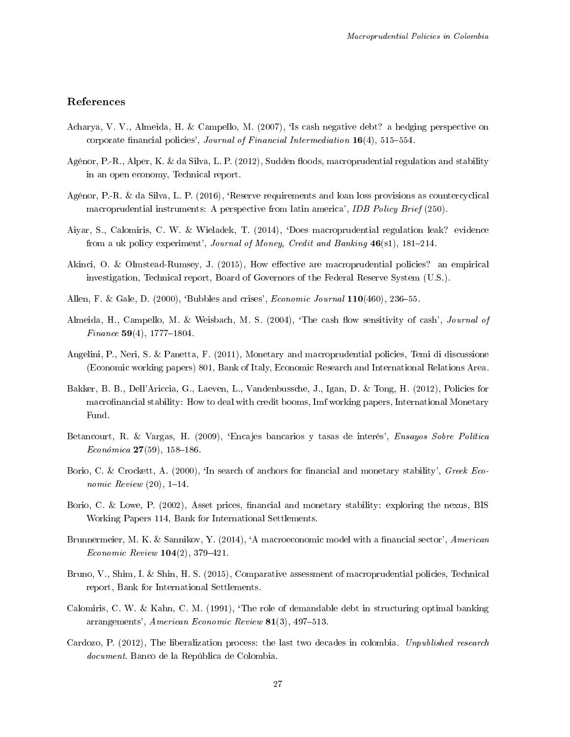## References

Acharya, V. V., Almeida, H. & Campello, M. (2007), 'Is cash negative debt? a hedging perspective on corporate financial policies', *Journal of Financial Intermediation* **16**(4), 515–554.

Agénor, P.-R., Alper, K. & da Silva, L. P. (2012), Sudden floods, macroprudential regulation and stability in an open economy, Technical report.

Agénor, P.-R. & da Silva, L. P. (2016), 'Reserve requirements and loan loss provisions as countercyclical macroprudential instruments: A perspective from latin america', *IDB Policy Brief* (250).

Aiyar, S., Calomiris, C. W. & Wieladek, T. (2014), 'Does macroprudential regulation leak? evidence from a uk policy experiment', *Journal of Money, Credit and Banking* **46**(s1), 181–214.

Akinci, O. & Olmstead-Rumsey, J. (2015), How effective are macroprudential policies? an empirical investigation, Technical report, Board of Governors of the Federal Reserve System (U.S.).

Allen, F. & Gale, D. (2000), 'Bubbles and crises', *Economic Journal* **110**(460), 236–55.

Almeida, H., Campello, M. & Weisbach, M. S. (2004), 'The cash flow sensitivity of cash', *Journal of Finance* **59**(4), 1777–1804.

Angelini, P., Neri, S. & Panetta, F. (2011), Monetary and macroprudential policies, Temi di discussione (Economic working papers) 801, Bank of Italy, Economic Research and International Relations Area.

Bakker, B. B., Dell'Ariccia, G., Laeven, L., Vandenbussche, J., Igan, D. & Tong, H. (2012), Policies for macrofinancial stability: How to deal with credit booms, Imf working papers, International Monetary Fund.

Betancourt, R. & Vargas, H. (2009), 'Encajes bancarios y tasas de interés', *Ensayos Sobre Política Económica* **27**(59), 158–186.

Borio, C. & Crockett, A. (2000), 'In search of anchors for financial and monetary stability', *Greek Economic Review* (20), 1–14.

Borio, C. & Lowe, P. (2002), Asset prices, financial and monetary stability: exploring the nexus, BIS Working Papers 114, Bank for International Settlements.

Brunnermeier, M. K. & Sannikov, Y. (2014), 'A macroeconomic model with a financial sector', *American Economic Review* **104**(2), 379–421.

Bruno, V., Shim, I. & Shin, H. S. (2015), Comparative assessment of macroprudential policies, Technical report, Bank for International Settlements.

Calomiris, C. W. & Kahn, C. M. (1991), 'The role of demandable debt in structuring optimal banking arrangements', *American Economic Review* **81**(3), 497–513.

Cardozo, P. (2012), The liberalization process: the last two decades in colombia. *Unpublished research document*. Banco de la República de Colombia.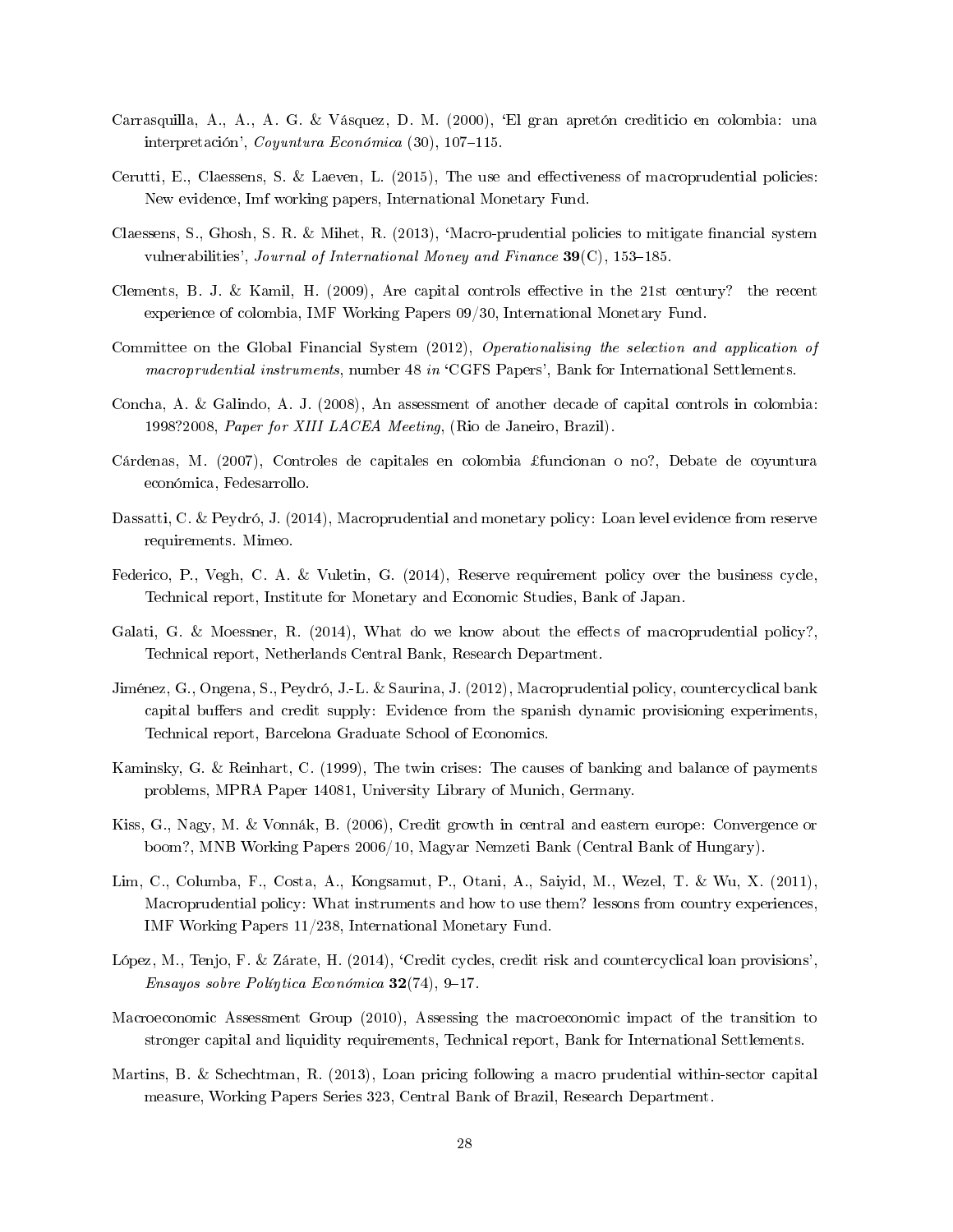Carrasquilla, A., A., A. G. & Vásquez, D. M. (2000), 'El gran apretón crediticio en colombia: una interpretación', *Coyuntura Económica* (30), 107–115.

Cerutti, E., Claessens, S. & Laeven, L. (2015), The use and effectiveness of macroprudential policies: New evidence, Imf working papers, International Monetary Fund.

Claessens, S., Ghosh, S. R. & Mihet, R. (2013), 'Macro-prudential policies to mitigate financial system vulnerabilities', *Journal of International Money and Finance* **39**(C), 153–185.

Clements, B. J. & Kamil, H. (2009), Are capital controls effective in the 21st century? the recent experience of colombia, IMF Working Papers 09/30, International Monetary Fund.

Committee on the Global Financial System (2012), *Operationalising the selection and application of macroprudential instruments*, number 48 *in* 'CGFS Papers', Bank for International Settlements.

Concha, A. & Galindo, A. J. (2008), An assessment of another decade of capital controls in colombia: 1998?2008, *Paper for XIII LACEA Meeting*, (Rio de Janeiro, Brazil).

Cárdenas, M. (2007), Controles de capitales en colombia £funcionan o no?, Debate de coyuntura económica, Fedesarrollo.

Dassatti, C. & Peydró, J. (2014), Macroprudential and monetary policy: Loan level evidence from reserve requirements. Mimeo.

Federico, P., Vegh, C. A. & Vuletin, G. (2014), Reserve requirement policy over the business cycle, Technical report, Institute for Monetary and Economic Studies, Bank of Japan.

Galati, G. & Moessner, R. (2014), What do we know about the effects of macroprudential policy?, Technical report, Netherlands Central Bank, Research Department.

Jiménez, G., Ongena, S., Peydró, J.-L. & Saurina, J. (2012), Macroprudential policy, countercyclical bank capital buffers and credit supply: Evidence from the spanish dynamic provisioning experiments, Technical report, Barcelona Graduate School of Economics.

Kaminsky, G. & Reinhart, C. (1999), The twin crises: The causes of banking and balance of payments problems, MPRA Paper 14081, University Library of Munich, Germany.

Kiss, G., Nagy, M. & Vonnák, B. (2006), Credit growth in central and eastern europe: Convergence or boom?, MNB Working Papers 2006/10, Magyar Nemzeti Bank (Central Bank of Hungary).

Lim, C., Columba, F., Costa, A., Kongsamut, P., Otani, A., Saiyid, M., Wezel, T. & Wu, X. (2011), Macroprudential policy: What instruments and how to use them? lessons from country experiences, IMF Working Papers 11/238, International Monetary Fund.

López, M., Tenjo, F. & Zárate, H. (2014), 'Credit cycles, credit risk and countercyclical loan provisions', *Ensayos sobre Polí­tica Económica* **32**(74), 9–17.

Macroeconomic Assessment Group (2010), Assessing the macroeconomic impact of the transition to stronger capital and liquidity requirements, Technical report, Bank for International Settlements.

Martins, B. & Schechtman, R. (2013), Loan pricing following a macro prudential within-sector capital measure, Working Papers Series 323, Central Bank of Brazil, Research Department.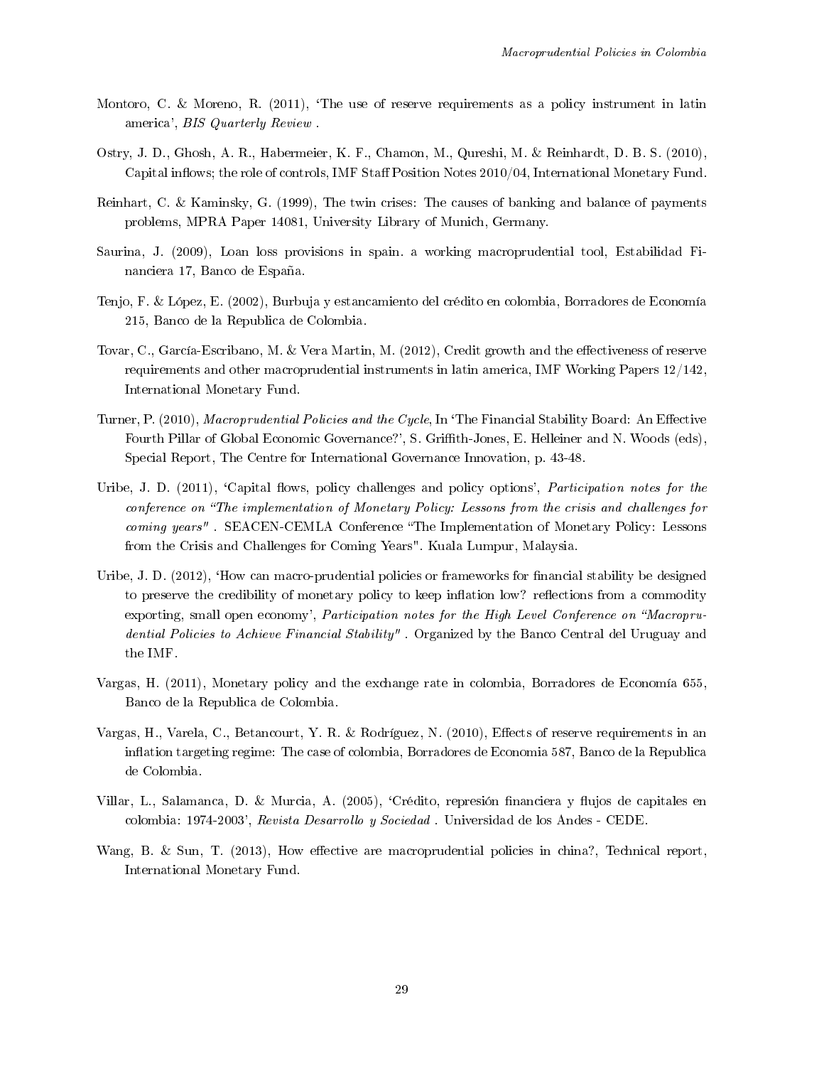Montoro, C. & Moreno, R. (2011), 'The use of reserve requirements as a policy instrument in latin america', *BIS Quarterly Review* .

Ostry, J. D., Ghosh, A. R., Habermeier, K. F., Chamon, M., Qureshi, M. & Reinhardt, D. B. S. (2010), Capital inflows; the role of controls, IMF Staff Position Notes 2010/04, International Monetary Fund.

Reinhart, C. & Kaminsky, G. (1999), The twin crises: The causes of banking and balance of payments problems, MPRA Paper 14081, University Library of Munich, Germany.

Saurina, J. (2009), Loan loss provisions in spain. a working macroprudential tool, Estabilidad Financiera 17, Banco de España.

Tenjo, F. & López, E. (2002), Burbuja y estancamiento del crédito en colombia, Borradores de Economía 215, Banco de la Republica de Colombia.

Tovar, C., García-Escribano, M. & Vera Martin, M. (2012), Credit growth and the effectiveness of reserve requirements and other macroprudential instruments in latin america, IMF Working Papers 12/142, International Monetary Fund.

Turner, P. (2010), *Macroprudential Policies and the Cycle*, In 'The Financial Stability Board: An Effective Fourth Pillar of Global Economic Governance?', S. Griffith-Jones, E. Helleiner and N. Woods (eds), Special Report, The Centre for International Governance Innovation, p. 43-48.

Uribe, J. D. (2011), 'Capital flows, policy challenges and policy options', *Participation notes for the conference on "The implementation of Monetary Policy: Lessons from the crisis and challenges for coming years"* . SEACEN-CEMLA Conference "The Implementation of Monetary Policy: Lessons from the Crisis and Challenges for Coming Years". Kuala Lumpur, Malaysia.

Uribe, J. D. (2012), 'How can macro-prudential policies or frameworks for financial stability be designed to preserve the credibility of monetary policy to keep inflation low? reflections from a commodity exporting, small open economy', *Participation notes for the High Level Conference on "Macroprudential Policies to Achieve Financial Stability"* . Organized by the Banco Central del Uruguay and the IMF.

Vargas, H. (2011), Monetary policy and the exchange rate in colombia, Borradores de Economía 655, Banco de la Republica de Colombia.

Vargas, H., Varela, C., Betancourt, Y. R. & Rodríguez, N. (2010), Effects of reserve requirements in an inflation targeting regime: The case of colombia, Borradores de Economia 587, Banco de la Republica de Colombia.

Villar, L., Salamanca, D. & Murcia, A. (2005), 'Crédito, represión financiera y flujos de capitales en colombia: 1974-2003', *Revista Desarrollo y Sociedad* . Universidad de los Andes - CEDE.

Wang, B. & Sun, T. (2013), How effective are macroprudential policies in china?, Technical report, International Monetary Fund.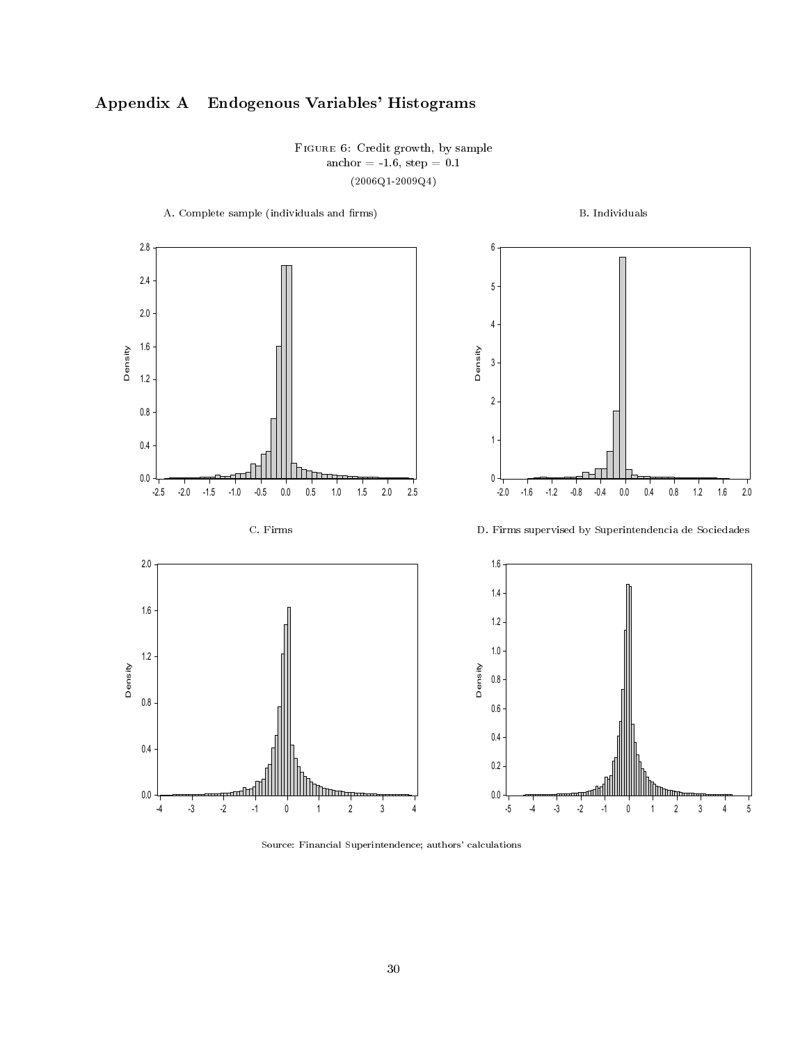# Appendix A Endogenous Variables' Histograms

Figure 6: Credit growth, by sample
anchor = -1.6, step = 0.1
(2006Q1-2009Q4)

A. Complete sample (individuals and firms)

B. Individuals

C. Firms

D. Firms supervised by Superintendencia de Sociedades

Source: Financial Superintendence; authors' calculations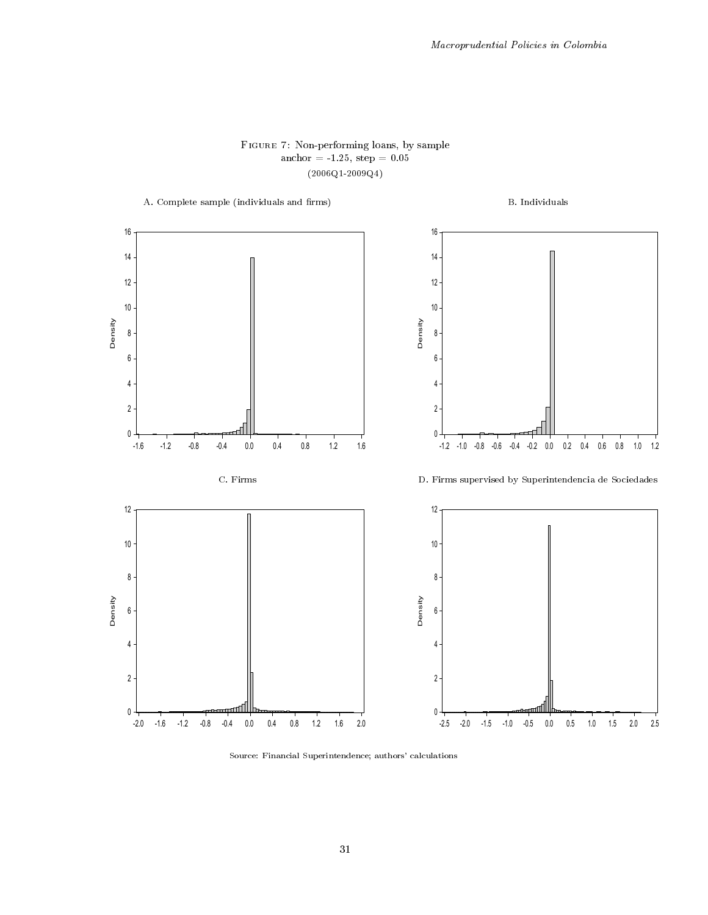Figure 7: Non-performing loans, by sample
anchor = -1.25, step = 0.05
(2006Q1-2009Q4)

A. Complete sample (individuals and firms)

B. Individuals

C. Firms

D. Firms supervised by Superintendencia de Sociedades

Source: Financial Superintendence; authors' calculations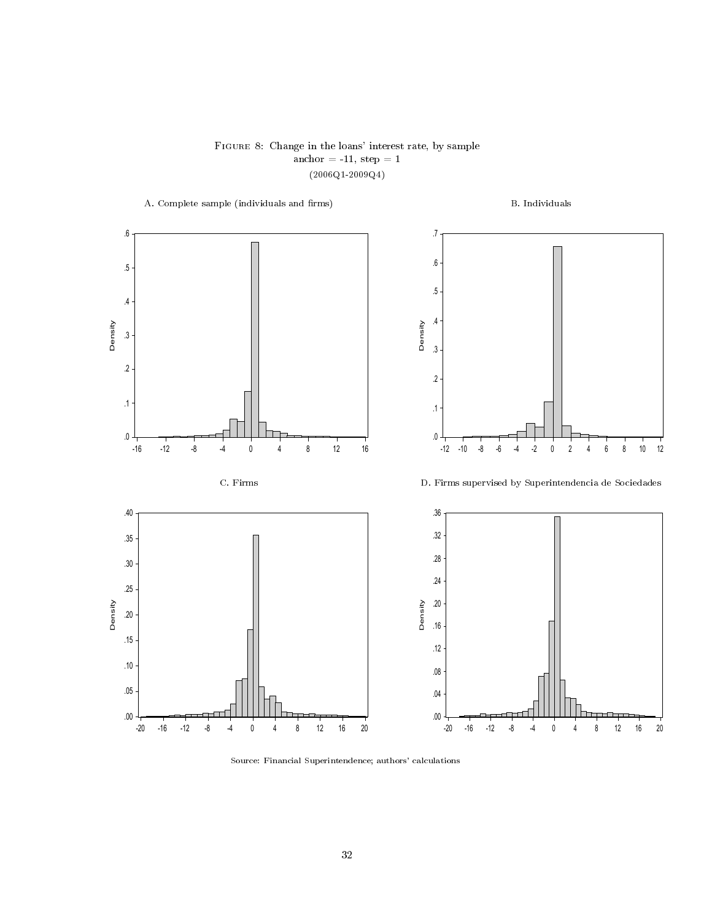Figure 8: Change in the loans' interest rate, by sample
anchor = -11, step = 1
(2006Q1-2009Q4)

A. Complete sample (individuals and firms)

B. Individuals

C. Firms

D. Firms supervised by Superintendencia de Sociedades

Source: Financial Superintendence; authors' calculations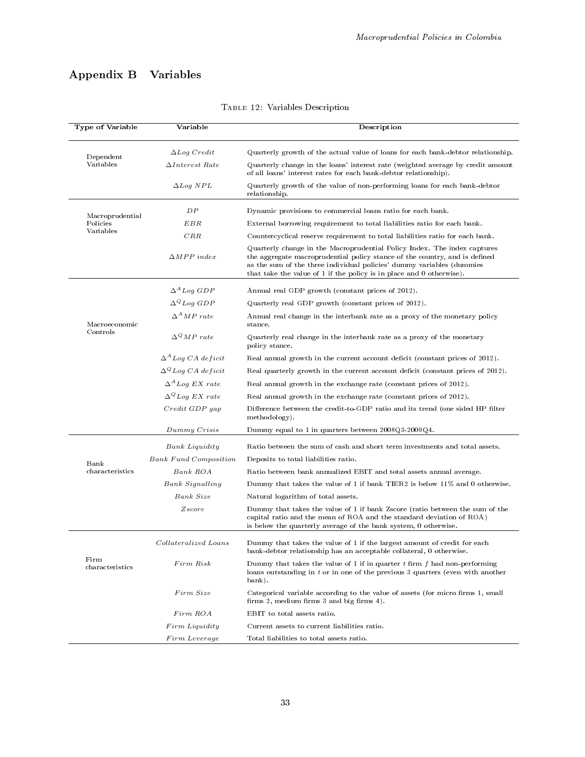# Appendix B Variables

Table 12: Variables Description

| Type of Variable | Variable | Description |
|---|---|---|
| Dependent Variables | $\Delta Log\ Credit$ | Quarterly growth of the actual value of loans for each bank-debtor relationship. |
| | $\Delta Interest\ Rate$ | Quarterly change in the loans' interest rate (weighted average by credit amount of all loans' interest rates for each bank-debtor relationship). |
| | $\Delta Log\ NPL$ | Quarterly growth of the value of non-performing loans for each bank-debtor relationship. |
| Macroprudential Policies Variables | $DP$ | Dynamic provisions to commercial loans ratio for each bank. |
| | $EBR$ | External borrowing requirement to total liabilities ratio for each bank. |
| | $CRR$ | Countercyclical reserve requirement to total liabilities ratio for each bank. |
| | $\Delta MPP\ index$ | Quarterly change in the Macroprudential Policy Index. The index captures the aggregate macroprudential policy stance of the country, and is defined as the sum of the three individual policies' dummy variables (dummies that take the value of 1 if the policy is in place and 0 otherwise). |
| Macroeconomic Controls | $\Delta^A Log\ GDP$ | Annual real GDP growth (constant prices of 2012). |
| | $\Delta^Q Log\ GDP$ | Quarterly real GDP growth (constant prices of 2012). |
| | $\Delta^A MP\ rate$ | Annual real change in the interbank rate as a proxy of the monetary policy stance. |
| | $\Delta^Q MP\ rate$ | Quarterly real change in the interbank rate as a proxy of the monetary policy stance. |
| | $\Delta^A Log\ CA\ deficit$ | Real annual growth in the current account deficit (constant prices of 2012). |
| | $\Delta^Q Log\ CA\ deficit$ | Real quarterly growth in the current account deficit (constant prices of 2012). |
| | $\Delta^A Log\ EX\ rate$ | Real annual growth in the exchange rate (constant prices of 2012). |
| | $\Delta^Q Log\ EX\ rate$ | Real annual growth in the exchange rate (constant prices of 2012). |
| | $Credit\ GDP\ gap$ | Difference between the credit-to-GDP ratio and its trend (one sided HP filter methodology). |
| | $Dummy\ Crisis$ | Dummy equal to 1 in quarters between 2008Q3-2009Q4. |
| Bank characteristics | $Bank\ Liquidity$ | Ratio between the sum of cash and short term investments and total assets. |
| | $Bank\ Fund\ Composition$ | Deposits to total liabilities ratio. |
| | $Bank\ ROA$ | Ratio between bank annualized EBIT and total assets annual average. |
| | $Bank\ Signalling$ | Dummy that takes the value of 1 if bank TIER2 is below 11% and 0 otherwise. |
| | $Bank\ Size$ | Natural logarithm of total assets. |
| | $Zscore$ | Dummy that takes the value of 1 if bank Zscore (ratio between the sum of the capital ratio and the mean of ROA and the standard deviation of ROA) is below the quarterly average of the bank system, 0 otherwise. |
| Firm characteristics | $Collateralized\ Loans$ | Dummy that takes the value of 1 if the largest amount of credit for each bank-debtor relationship has an acceptable collateral, 0 otherwise. |
| | $Firm\ Risk$ | Dummy that takes the value of 1 if in quarter $t$ firm $f$ had non-performing loans outstanding in $t$ or in one of the previous 3 quarters (even with another bank). |
| | $Firm\ Size$ | Categorical variable according to the value of assets (for micro firms 1, small firms 2, medium firms 3 and big firms 4). |
| | $Firm\ ROA$ | EBIT to total assets ratio. |
| | $Firm\ Liquidity$ | Current assets to current liabilities ratio. |
| | $Firm\ Leverage$ | Total liabilities to total assets ratio. |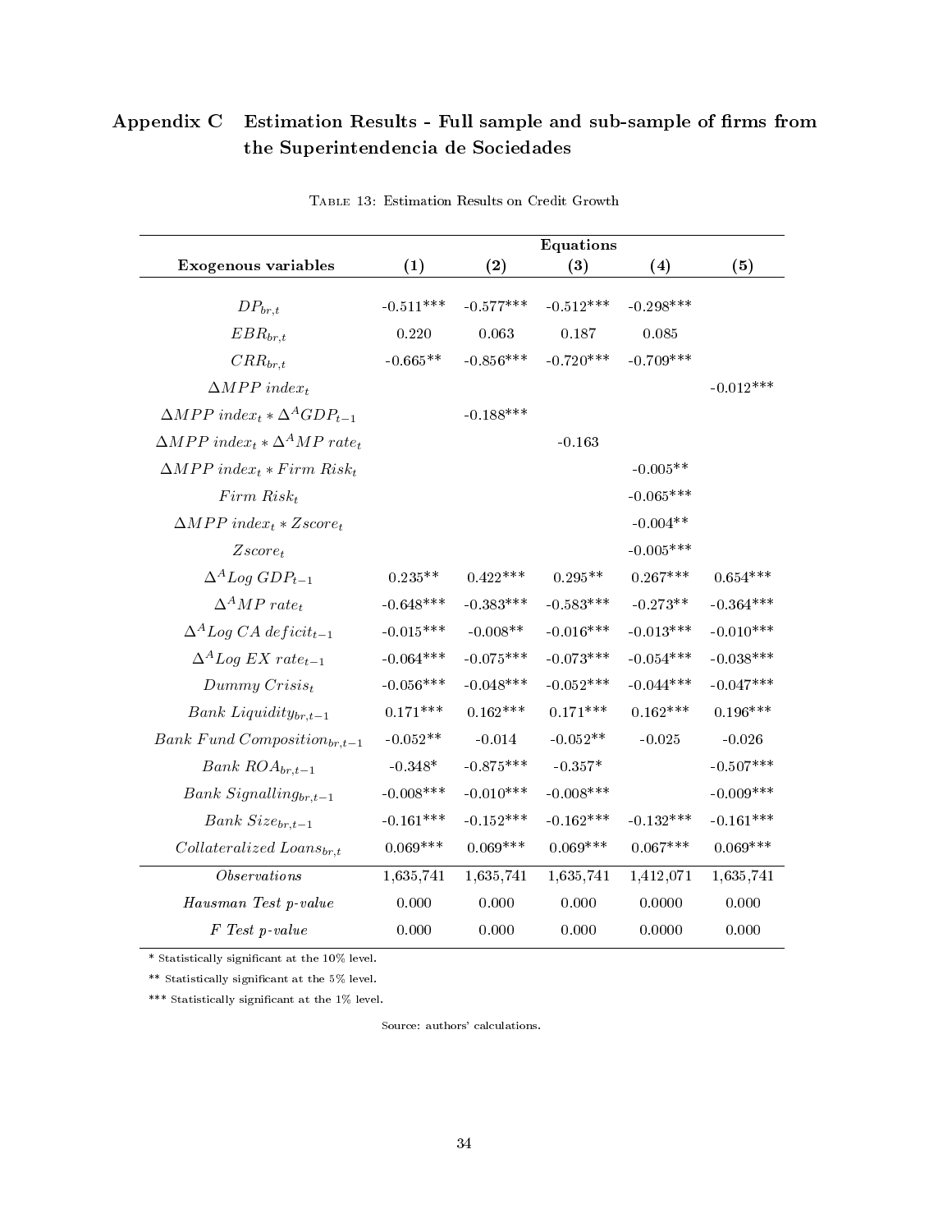# Appendix C Estimation Results - Full sample and sub-sample of firms from the Superintendencia de Sociedades

Table 13: Estimation Results on Credit Growth

| **Exogenous variables** | **Equations** (1) | (2) | (3) | (4) | (5) |
|---|---|---|---|---|---|
| $DP_{br,t}$ | -0.511*** | -0.577*** | -0.512*** | -0.298*** | |
| $EBR_{br,t}$ | 0.220 | 0.063 | 0.187 | 0.085 | |
| $CRR_{br,t}$ | -0.665** | -0.856*** | -0.720*** | -0.709*** | |
| $\Delta MPP\ index_t$ | | | | | -0.012*** |
| $\Delta MPP\ index_t * \Delta^A GDP_{t-1}$ | | -0.188*** | | | |
| $\Delta MPP\ index_t * \Delta^A MP\ rate_t$ | | | -0.163 | | |
| $\Delta MPP\ index_t * Firm\ Risk_t$ | | | | -0.005** | |
| $Firm\ Risk_t$ | | | | -0.065*** | |
| $\Delta MPP\ index_t * Zscore_t$ | | | | -0.004** | |
| $Zscore_t$ | | | | -0.005*** | |
| $\Delta^A Log\ GDP_{t-1}$ | 0.235** | 0.422*** | 0.295** | 0.267*** | 0.654*** |
| $\Delta^A MP\ rate_t$ | -0.648*** | -0.383*** | -0.583*** | -0.273** | -0.364*** |
| $\Delta^A Log\ CA\ deficit_{t-1}$ | -0.015*** | -0.008** | -0.016*** | -0.013*** | -0.010*** |
| $\Delta^A Log\ EX\ rate_{t-1}$ | -0.064*** | -0.075*** | -0.073*** | -0.054*** | -0.038*** |
| $Dummy\ Crisis_t$ | -0.056*** | -0.048*** | -0.052*** | -0.044*** | -0.047*** |
| $Bank\ Liquidity_{br,t-1}$ | 0.171*** | 0.162*** | 0.171*** | 0.162*** | 0.196*** |
| $Bank\ Fund\ Composition_{br,t-1}$ | -0.052** | -0.014 | -0.052** | -0.025 | -0.026 |
| $Bank\ ROA_{br,t-1}$ | -0.348* | -0.875*** | -0.357* | | -0.507*** |
| $Bank\ Signalling_{br,t-1}$ | -0.008*** | -0.010*** | -0.008*** | | -0.009*** |
| $Bank\ Size_{br,t-1}$ | -0.161*** | -0.152*** | -0.162*** | -0.132*** | -0.161*** |
| $Collateralized\ Loans_{br,t}$ | 0.069*** | 0.069*** | 0.069*** | 0.067*** | 0.069*** |
| *Observations* | 1,635,741 | 1,635,741 | 1,635,741 | 1,412,071 | 1,635,741 |
| *Hausman Test p-value* | 0.000 | 0.000 | 0.000 | 0.0000 | 0.000 |
| *F Test p-value* | 0.000 | 0.000 | 0.000 | 0.0000 | 0.000 |

* Statistically significant at the 10% level.

** Statistically significant at the 5% level.

*** Statistically significant at the 1% level.

Source: authors' calculations.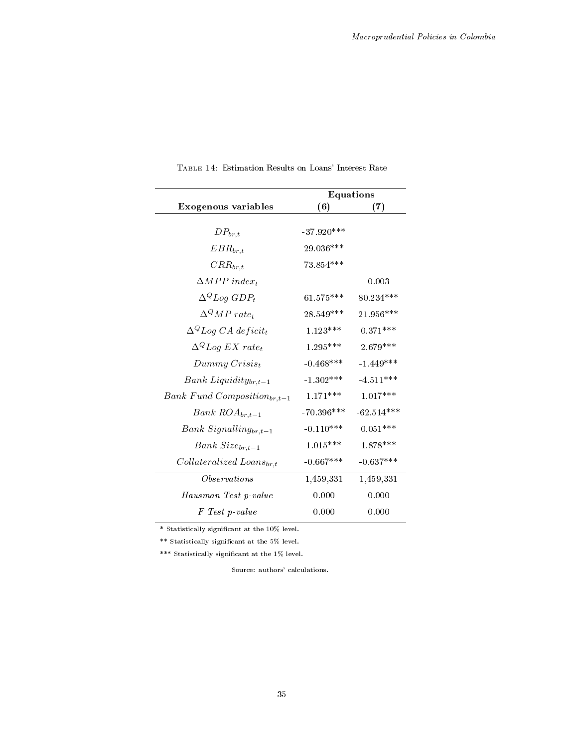Table 14: Estimation Results on Loans' Interest Rate

| **Exogenous variables** | **Equations (6)** | **(7)** |
|---|---|---|
| $DP_{br,t}$ | -37.920*** | |
| $EBR_{br,t}$ | 29.036*** | |
| $CRR_{br,t}$ | 73.854*** | |
| $\Delta MPP\ index_t$ | | 0.003 |
| $\Delta^Q Log\ GDP_t$ | 61.575*** | 80.234*** |
| $\Delta^Q MP\ rate_t$ | 28.549*** | 21.956*** |
| $\Delta^Q Log\ CA\ deficit_t$ | 1.123*** | 0.371*** |
| $\Delta^Q Log\ EX\ rate_t$ | 1.295*** | 2.679*** |
| $Dummy\ Crisis_t$ | -0.468*** | -1.449*** |
| $Bank\ Liquidity_{br,t-1}$ | -1.302*** | -4.511*** |
| $Bank\ Fund\ Composition_{br,t-1}$ | 1.171*** | 1.017*** |
| $Bank\ ROA_{br,t-1}$ | -70.396*** | -62.514*** |
| $Bank\ Signalling_{br,t-1}$ | -0.110*** | 0.051*** |
| $Bank\ Size_{br,t-1}$ | 1.015*** | 1.878*** |
| $Collateralized\ Loans_{br,t}$ | -0.667*** | -0.637*** |
| *Observations* | 1,459,331 | 1,459,331 |
| *Hausman Test p-value* | 0.000 | 0.000 |
| *F Test p-value* | 0.000 | 0.000 |

* Statistically significant at the 10% level.

** Statistically significant at the 5% level.

*** Statistically significant at the 1% level.

Source: authors' calculations.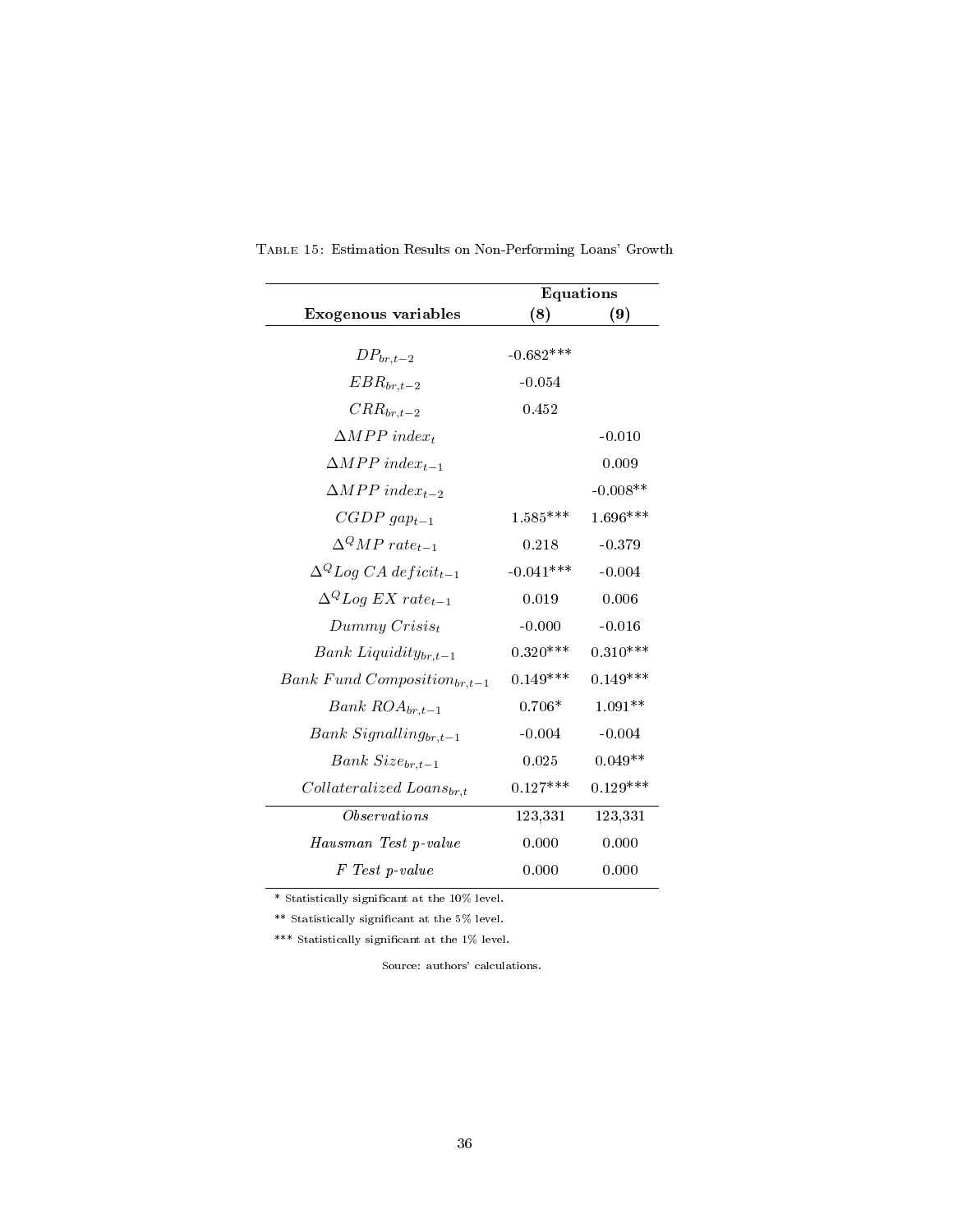Table 15: Estimation Results on Non-Performing Loans' Growth

| **Exogenous variables** | **Equations (8)** | **(9)** |
|---|---|---|
| $DP_{br,t-2}$ | -0.682*** | |
| $EBR_{br,t-2}$ | -0.054 | |
| $CRR_{br,t-2}$ | 0.452 | |
| $\Delta MPP\ index_t$ | | -0.010 |
| $\Delta MPP\ index_{t-1}$ | | 0.009 |
| $\Delta MPP\ index_{t-2}$ | | -0.008** |
| $CGDP\ gap_{t-1}$ | 1.585*** | 1.696*** |
| $\Delta^Q MP\ rate_{t-1}$ | 0.218 | -0.379 |
| $\Delta^Q Log\ CA\ deficit_{t-1}$ | -0.041*** | -0.004 |
| $\Delta^Q Log\ EX\ rate_{t-1}$ | 0.019 | 0.006 |
| $Dummy\ Crisis_t$ | -0.000 | -0.016 |
| $Bank\ Liquidity_{br,t-1}$ | 0.320*** | 0.310*** |
| $Bank\ Fund\ Composition_{br,t-1}$ | 0.149*** | 0.149*** |
| $Bank\ ROA_{br,t-1}$ | 0.706* | 1.091** |
| $Bank\ Signalling_{br,t-1}$ | -0.004 | -0.004 |
| $Bank\ Size_{br,t-1}$ | 0.025 | 0.049** |
| $Collateralized\ Loans_{br,t}$ | 0.127*** | 0.129*** |
| *Observations* | 123,331 | 123,331 |
| *Hausman Test p-value* | 0.000 | 0.000 |
| *F Test p-value* | 0.000 | 0.000 |

\* Statistically significant at the 10% level.

\** Statistically significant at the 5% level.

\*** Statistically significant at the 1% level.

Source: authors' calculations.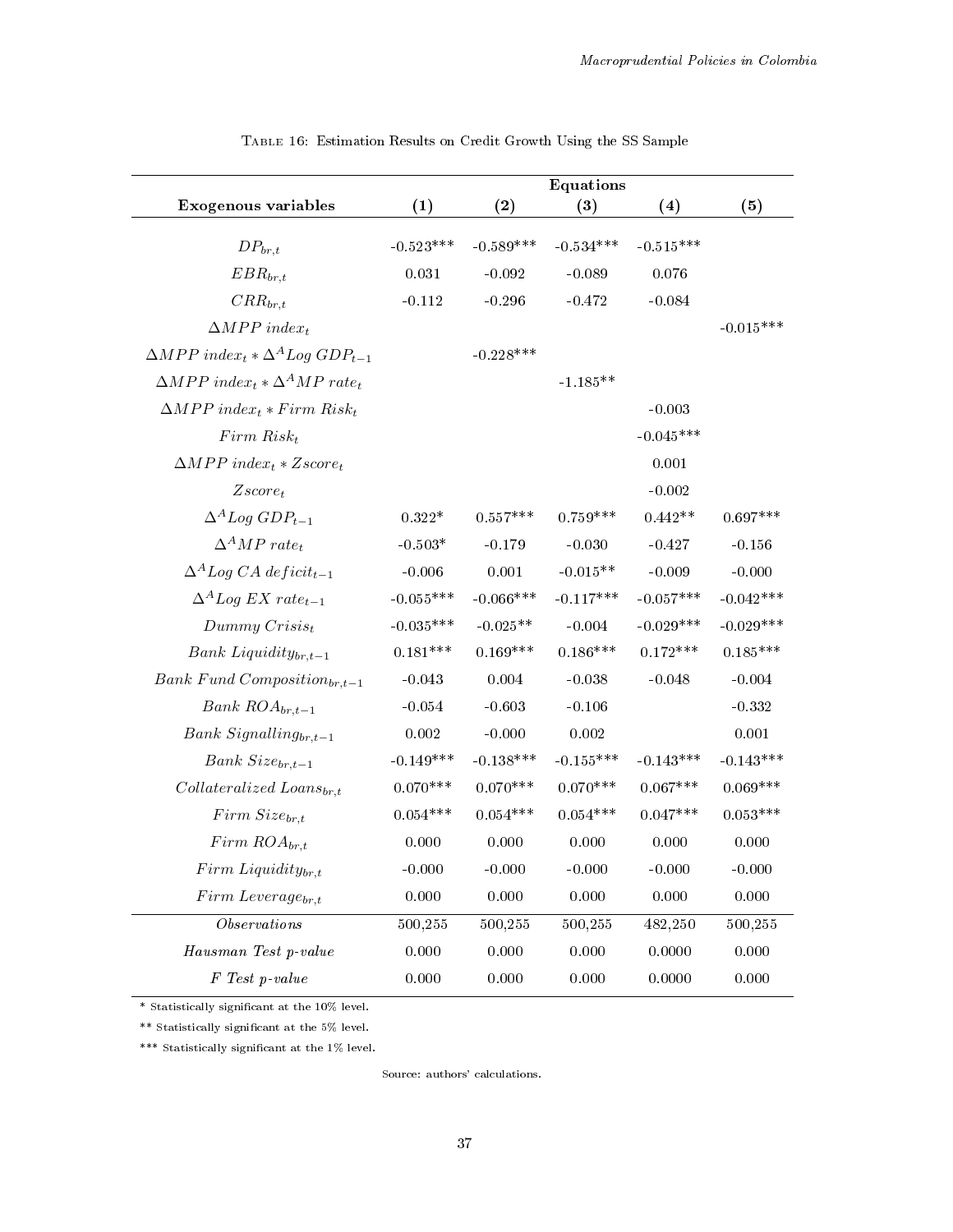Table 16: Estimation Results on Credit Growth Using the SS Sample

| | Equations | | | | |
|---|---|---|---|---|---|
| **Exogenous variables** | **(1)** | **(2)** | **(3)** | **(4)** | **(5)** |
| $DP_{br,t}$ | -0.523*** | -0.589*** | -0.534*** | -0.515*** | |
| $EBR_{br,t}$ | 0.031 | -0.092 | -0.089 | 0.076 | |
| $CRR_{br,t}$ | -0.112 | -0.296 | -0.472 | -0.084 | |
| $\Delta MPP\ index_t$ | | | | | -0.015*** |
| $\Delta MPP\ index_t * \Delta^A Log\ GDP_{t-1}$ | | -0.228*** | | | |
| $\Delta MPP\ index_t * \Delta^A MP\ rate_t$ | | | -1.185** | | |
| $\Delta MPP\ index_t * Firm\ Risk_t$ | | | | -0.003 | |
| $Firm\ Risk_t$ | | | | -0.045*** | |
| $\Delta MPP\ index_t * Zscore_t$ | | | | 0.001 | |
| $Zscore_t$ | | | | -0.002 | |
| $\Delta^A Log\ GDP_{t-1}$ | 0.322* | 0.557*** | 0.759*** | 0.442** | 0.697*** |
| $\Delta^A MP\ rate_t$ | -0.503* | -0.179 | -0.030 | -0.427 | -0.156 |
| $\Delta^A Log\ CA\ deficit_{t-1}$ | -0.006 | 0.001 | -0.015** | -0.009 | -0.000 |
| $\Delta^A Log\ EX\ rate_{t-1}$ | -0.055*** | -0.066*** | -0.117*** | -0.057*** | -0.042*** |
| $Dummy\ Crisis_t$ | -0.035*** | -0.025** | -0.004 | -0.029*** | -0.029*** |
| $Bank\ Liquidity_{br,t-1}$ | 0.181*** | 0.169*** | 0.186*** | 0.172*** | 0.185*** |
| $Bank\ Fund\ Composition_{br,t-1}$ | -0.043 | 0.004 | -0.038 | -0.048 | -0.004 |
| $Bank\ ROA_{br,t-1}$ | -0.054 | -0.603 | -0.106 | | -0.332 |
| $Bank\ Signalling_{br,t-1}$ | 0.002 | -0.000 | 0.002 | | 0.001 |
| $Bank\ Size_{br,t-1}$ | -0.149*** | -0.138*** | -0.155*** | -0.143*** | -0.143*** |
| $Collateralized\ Loans_{br,t}$ | 0.070*** | 0.070*** | 0.070*** | 0.067*** | 0.069*** |
| $Firm\ Size_{br,t}$ | 0.054*** | 0.054*** | 0.054*** | 0.047*** | 0.053*** |
| $Firm\ ROA_{br,t}$ | 0.000 | 0.000 | 0.000 | 0.000 | 0.000 |
| $Firm\ Liquidity_{br,t}$ | -0.000 | -0.000 | -0.000 | -0.000 | -0.000 |
| $Firm\ Leverage_{br,t}$ | 0.000 | 0.000 | 0.000 | 0.000 | 0.000 |
| *Observations* | 500,255 | 500,255 | 500,255 | 482,250 | 500,255 |
| *Hausman Test p-value* | 0.000 | 0.000 | 0.000 | 0.0000 | 0.000 |
| *F Test p-value* | 0.000 | 0.000 | 0.000 | 0.0000 | 0.000 |

\* Statistically significant at the 10% level.

\** Statistically significant at the 5% level.

\*** Statistically significant at the 1% level.

Source: authors' calculations.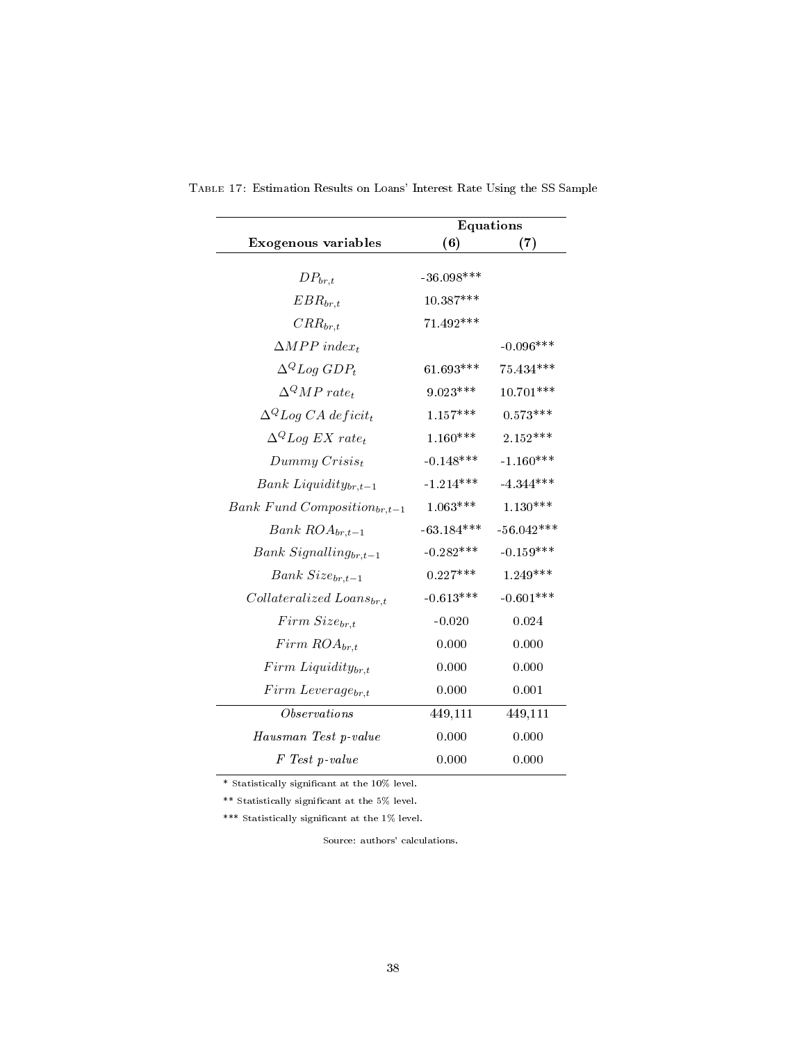Table 17: Estimation Results on Loans' Interest Rate Using the SS Sample

| **Exogenous variables** | **Equations (6)** | **(7)** |
|---|---|---|
| $DP_{br,t}$ | -36.098*** | |
| $EBR_{br,t}$ | 10.387*** | |
| $CRR_{br,t}$ | 71.492*** | |
| $\Delta MPP\ index_t$ | | -0.096*** |
| $\Delta^Q Log\ GDP_t$ | 61.693*** | 75.434*** |
| $\Delta^Q MP\ rate_t$ | 9.023*** | 10.701*** |
| $\Delta^Q Log\ CA\ deficit_t$ | 1.157*** | 0.573*** |
| $\Delta^Q Log\ EX\ rate_t$ | 1.160*** | 2.152*** |
| $Dummy\ Crisis_t$ | -0.148*** | -1.160*** |
| $Bank\ Liquidity_{br,t-1}$ | -1.214*** | -4.344*** |
| $Bank\ Fund\ Composition_{br,t-1}$ | 1.063*** | 1.130*** |
| $Bank\ ROA_{br,t-1}$ | -63.184*** | -56.042*** |
| $Bank\ Signalling_{br,t-1}$ | -0.282*** | -0.159*** |
| $Bank\ Size_{br,t-1}$ | 0.227*** | 1.249*** |
| $Collateralized\ Loans_{br,t}$ | -0.613*** | -0.601*** |
| $Firm\ Size_{br,t}$ | -0.020 | 0.024 |
| $Firm\ ROA_{br,t}$ | 0.000 | 0.000 |
| $Firm\ Liquidity_{br,t}$ | 0.000 | 0.000 |
| $Firm\ Leverage_{br,t}$ | 0.000 | 0.001 |
| *Observations* | 449,111 | 449,111 |
| *Hausman Test p-value* | 0.000 | 0.000 |
| *F Test p-value* | 0.000 | 0.000 |

\* Statistically significant at the 10% level.

\** Statistically significant at the 5% level.

\*** Statistically significant at the 1% level.

Source: authors' calculations.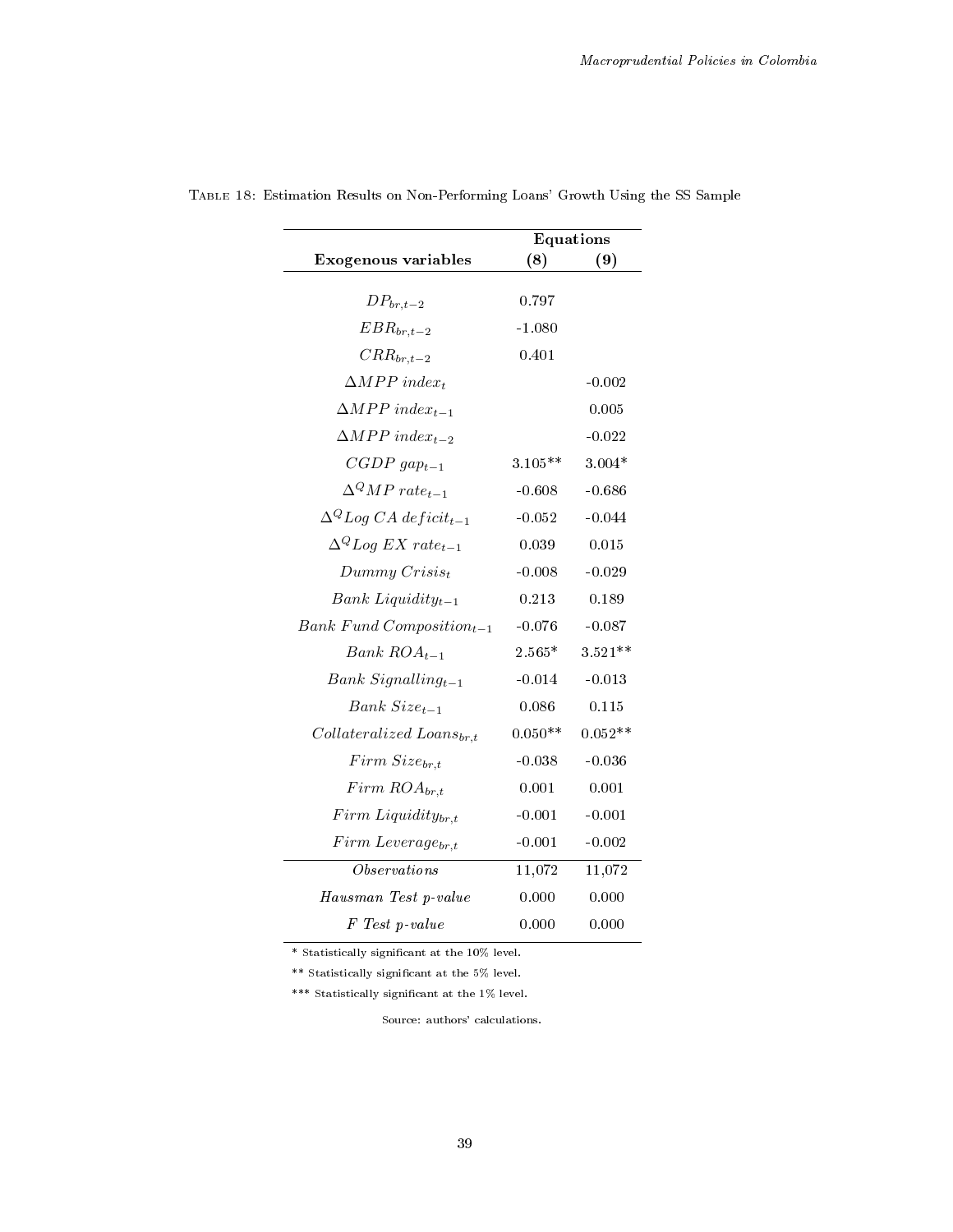Table 18: Estimation Results on Non-Performing Loans' Growth Using the SS Sample

| | Equations | |
|---|---|---|
| **Exogenous variables** | **(8)** | **(9)** |
| $DP_{br,t-2}$ | 0.797 | |
| $EBR_{br,t-2}$ | -1.080 | |
| $CRR_{br,t-2}$ | 0.401 | |
| $\Delta MPP\ index_t$ | | -0.002 |
| $\Delta MPP\ index_{t-1}$ | | 0.005 |
| $\Delta MPP\ index_{t-2}$ | | -0.022 |
| $CGDP\ gap_{t-1}$ | 3.105** | 3.004* |
| $\Delta^Q MP\ rate_{t-1}$ | -0.608 | -0.686 |
| $\Delta^Q Log\ CA\ deficit_{t-1}$ | -0.052 | -0.044 |
| $\Delta^Q Log\ EX\ rate_{t-1}$ | 0.039 | 0.015 |
| $Dummy\ Crisis_t$ | -0.008 | -0.029 |
| $Bank\ Liquidity_{t-1}$ | 0.213 | 0.189 |
| $Bank\ Fund\ Composition_{t-1}$ | -0.076 | -0.087 |
| $Bank\ ROA_{t-1}$ | 2.565* | 3.521** |
| $Bank\ Signalling_{t-1}$ | -0.014 | -0.013 |
| $Bank\ Size_{t-1}$ | 0.086 | 0.115 |
| $Collateralized\ Loans_{br,t}$ | 0.050** | 0.052** |
| $Firm\ Size_{br,t}$ | -0.038 | -0.036 |
| $Firm\ ROA_{br,t}$ | 0.001 | 0.001 |
| $Firm\ Liquidity_{br,t}$ | -0.001 | -0.001 |
| $Firm\ Leverage_{br,t}$ | -0.001 | -0.002 |
| *Observations* | 11,072 | 11,072 |
| *Hausman Test p-value* | 0.000 | 0.000 |
| *F Test p-value* | 0.000 | 0.000 |

* Statistically significant at the 10% level.

** Statistically significant at the 5% level.

*** Statistically significant at the 1% level.

Source: authors' calculations.